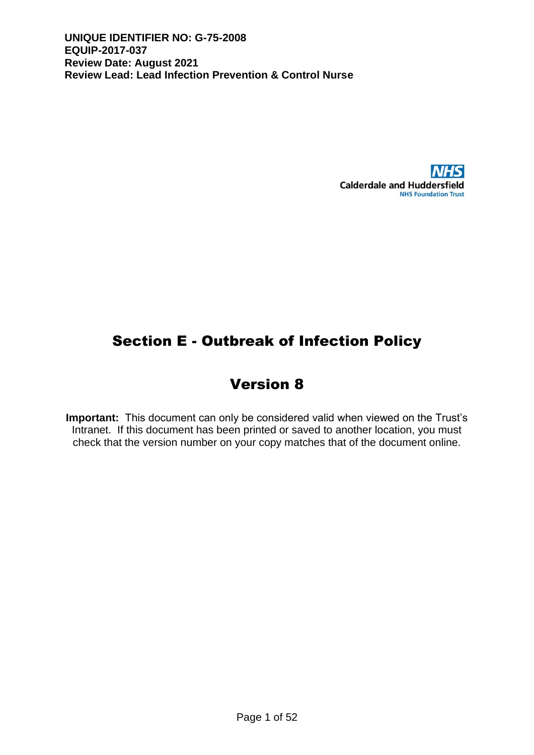**UNIQUE IDENTIFIER NO: G-75-2008**
**EQUIP-2017-037**
**Review Date: August 2021**
**Review Lead: Lead Infection Prevention & Control Nurse**

NHS
Calderdale and Huddersfield
NHS Foundation Trust

# Section E - Outbreak of Infection Policy

# Version 8

**Important:** This document can only be considered valid when viewed on the Trust's Intranet. If this document has been printed or saved to another location, you must check that the version number on your copy matches that of the document online.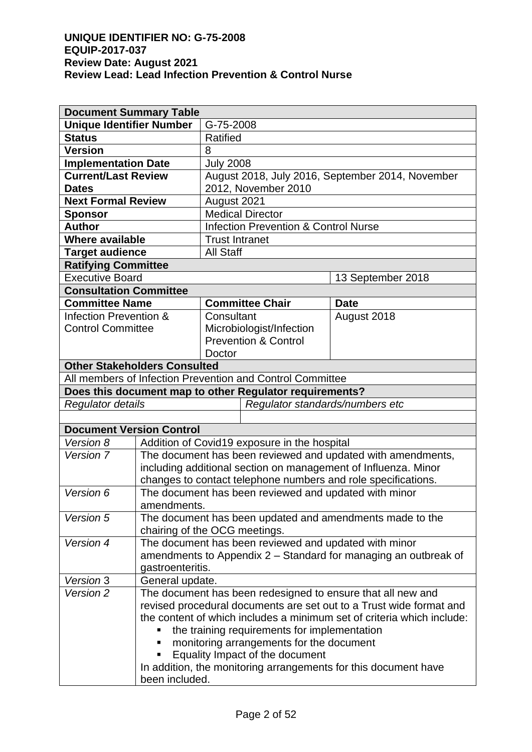**UNIQUE IDENTIFIER NO: G-75-2008**
**EQUIP-2017-037**
**Review Date: August 2021**
**Review Lead: Lead Infection Prevention & Control Nurse**

| **Document Summary Table** | | | |
|---|---|---|---|
| **Unique Identifier Number** | G-75-2008 | | |
| **Status** | Ratified | | |
| **Version** | 8 | | |
| **Implementation Date** | July 2008 | | |
| **Current/Last Review Dates** | August 2018, July 2016, September 2014, November 2012, November 2010 | | |
| **Next Formal Review** | August 2021 | | |
| **Sponsor** | Medical Director | | |
| **Author** | Infection Prevention & Control Nurse | | |
| **Where available** | Trust Intranet | | |
| **Target audience** | All Staff | | |
| **Ratifying Committee** | | | |
| Executive Board | | | 13 September 2018 |
| **Consultation Committee** | | | |
| **Committee Name** | **Committee Chair** | | **Date** |
| Infection Prevention & Control Committee | Consultant Microbiologist/Infection Prevention & Control Doctor | | August 2018 |
| **Other Stakeholders Consulted** | | | |
| All members of Infection Prevention and Control Committee | | | |
| **Does this document map to other Regulator requirements?** | | | |
| *Regulator details* | | *Regulator standards/numbers etc* | |
| | | | |

| **Document Version Control** | |
|---|---|
| *Version 8* | Addition of Covid19 exposure in the hospital |
| *Version 7* | The document has been reviewed and updated with amendments, including additional section on management of Influenza. Minor changes to contact telephone numbers and role specifications. |
| *Version 6* | The document has been reviewed and updated with minor amendments. |
| *Version 5* | The document has been updated and amendments made to the chairing of the OCG meetings. |
| *Version 4* | The document has been reviewed and updated with minor amendments to Appendix 2 – Standard for managing an outbreak of gastroenteritis. |
| *Version* 3 | General update. |
| *Version 2* | The document has been redesigned to ensure that all new and revised procedural documents are set out to a Trust wide format and the content of which includes a minimum set of criteria which include: ▪ the training requirements for implementation ▪ monitoring arrangements for the document ▪ Equality Impact of the document. In addition, the monitoring arrangements for this document have been included. |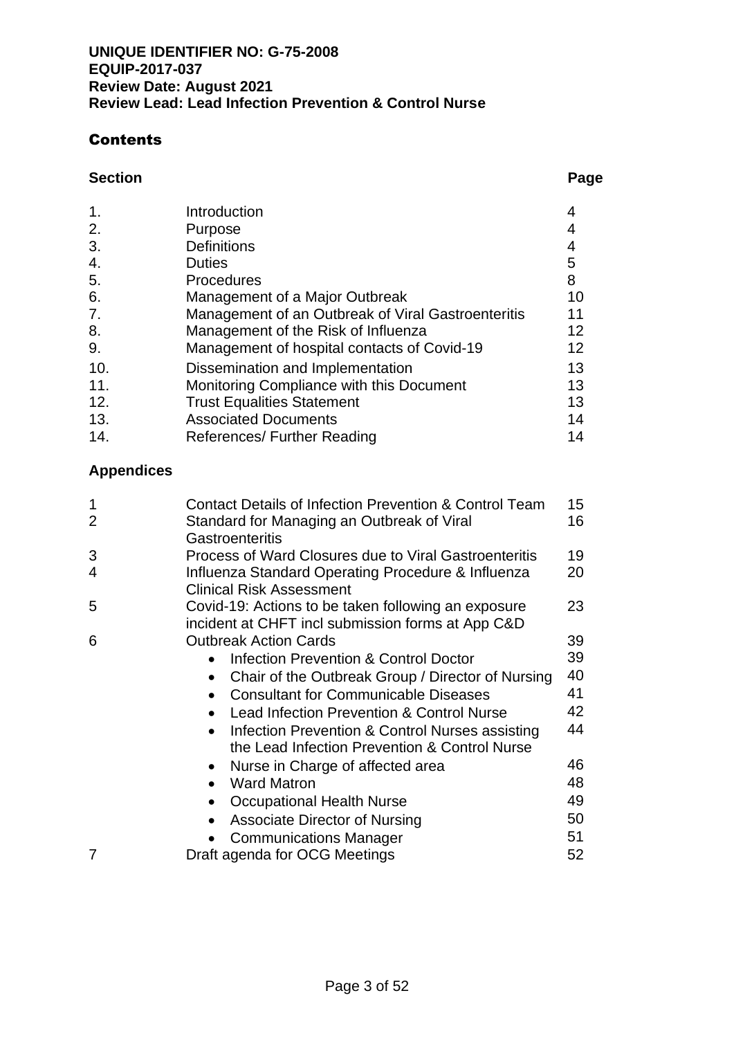**UNIQUE IDENTIFIER NO: G-75-2008**
**EQUIP-2017-037**
**Review Date: August 2021**
**Review Lead: Lead Infection Prevention & Control Nurse**

## Contents

| Section | | Page |
|---|---|---|
| 1. | Introduction | 4 |
| 2. | Purpose | 4 |
| 3. | Definitions | 4 |
| 4. | Duties | 5 |
| 5. | Procedures | 8 |
| 6. | Management of a Major Outbreak | 10 |
| 7. | Management of an Outbreak of Viral Gastroenteritis | 11 |
| 8. | Management of the Risk of Influenza | 12 |
| 9. | Management of hospital contacts of Covid-19 | 12 |
| 10. | Dissemination and Implementation | 13 |
| 11. | Monitoring Compliance with this Document | 13 |
| 12. | Trust Equalities Statement | 13 |
| 13. | Associated Documents | 14 |
| 14. | References/ Further Reading | 14 |

**Appendices**

| | | |
|---|---|---|
| 1 | Contact Details of Infection Prevention & Control Team | 15 |
| 2 | Standard for Managing an Outbreak of Viral Gastroenteritis | 16 |
| 3 | Process of Ward Closures due to Viral Gastroenteritis | 19 |
| 4 | Influenza Standard Operating Procedure & Influenza Clinical Risk Assessment | 20 |
| 5 | Covid-19: Actions to be taken following an exposure incident at CHFT incl submission forms at App C&D | 23 |
| 6 | Outbreak Action Cards | 39 |
| | • Infection Prevention & Control Doctor | 39 |
| | • Chair of the Outbreak Group / Director of Nursing | 40 |
| | • Consultant for Communicable Diseases | 41 |
| | • Lead Infection Prevention & Control Nurse | 42 |
| | • Infection Prevention & Control Nurses assisting the Lead Infection Prevention & Control Nurse | 44 |
| | • Nurse in Charge of affected area | 46 |
| | • Ward Matron | 48 |
| | • Occupational Health Nurse | 49 |
| | • Associate Director of Nursing | 50 |
| | • Communications Manager | 51 |
| 7 | Draft agenda for OCG Meetings | 52 |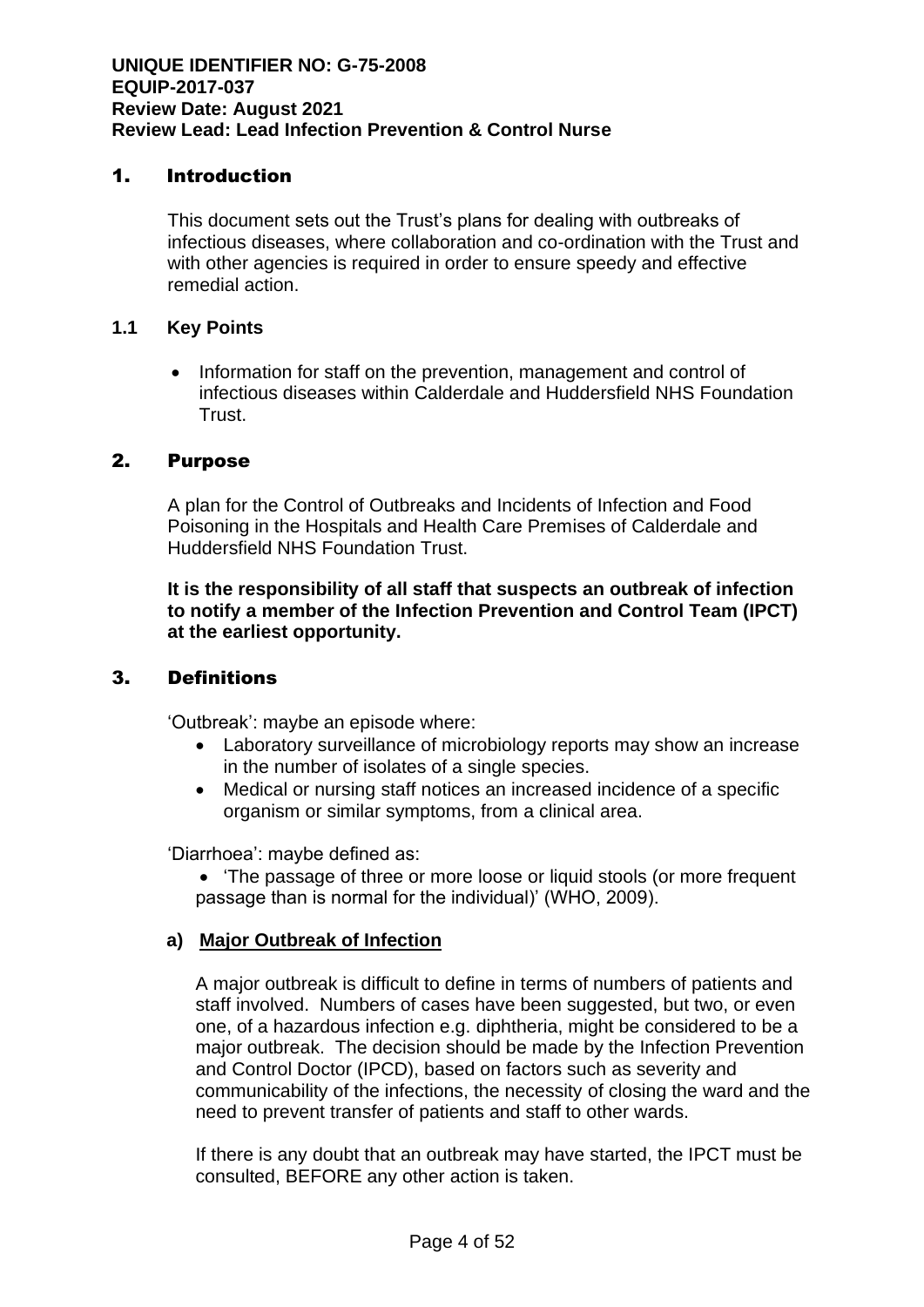**UNIQUE IDENTIFIER NO: G-75-2008**
**EQUIP-2017-037**
**Review Date: August 2021**
**Review Lead: Lead Infection Prevention & Control Nurse**

## 1. Introduction

This document sets out the Trust's plans for dealing with outbreaks of infectious diseases, where collaboration and co-ordination with the Trust and with other agencies is required in order to ensure speedy and effective remedial action.

### 1.1 Key Points

- Information for staff on the prevention, management and control of infectious diseases within Calderdale and Huddersfield NHS Foundation Trust.

## 2. Purpose

A plan for the Control of Outbreaks and Incidents of Infection and Food Poisoning in the Hospitals and Health Care Premises of Calderdale and Huddersfield NHS Foundation Trust.

**It is the responsibility of all staff that suspects an outbreak of infection to notify a member of the Infection Prevention and Control Team (IPCT) at the earliest opportunity.**

## 3. Definitions

'Outbreak': maybe an episode where:

- Laboratory surveillance of microbiology reports may show an increase in the number of isolates of a single species.
- Medical or nursing staff notices an increased incidence of a specific organism or similar symptoms, from a clinical area.

'Diarrhoea': maybe defined as:

- 'The passage of three or more loose or liquid stools (or more frequent passage than is normal for the individual)' (WHO, 2009).

### a) Major Outbreak of Infection

A major outbreak is difficult to define in terms of numbers of patients and staff involved. Numbers of cases have been suggested, but two, or even one, of a hazardous infection e.g. diphtheria, might be considered to be a major outbreak. The decision should be made by the Infection Prevention and Control Doctor (IPCD), based on factors such as severity and communicability of the infections, the necessity of closing the ward and the need to prevent transfer of patients and staff to other wards.

If there is any doubt that an outbreak may have started, the IPCT must be consulted, BEFORE any other action is taken.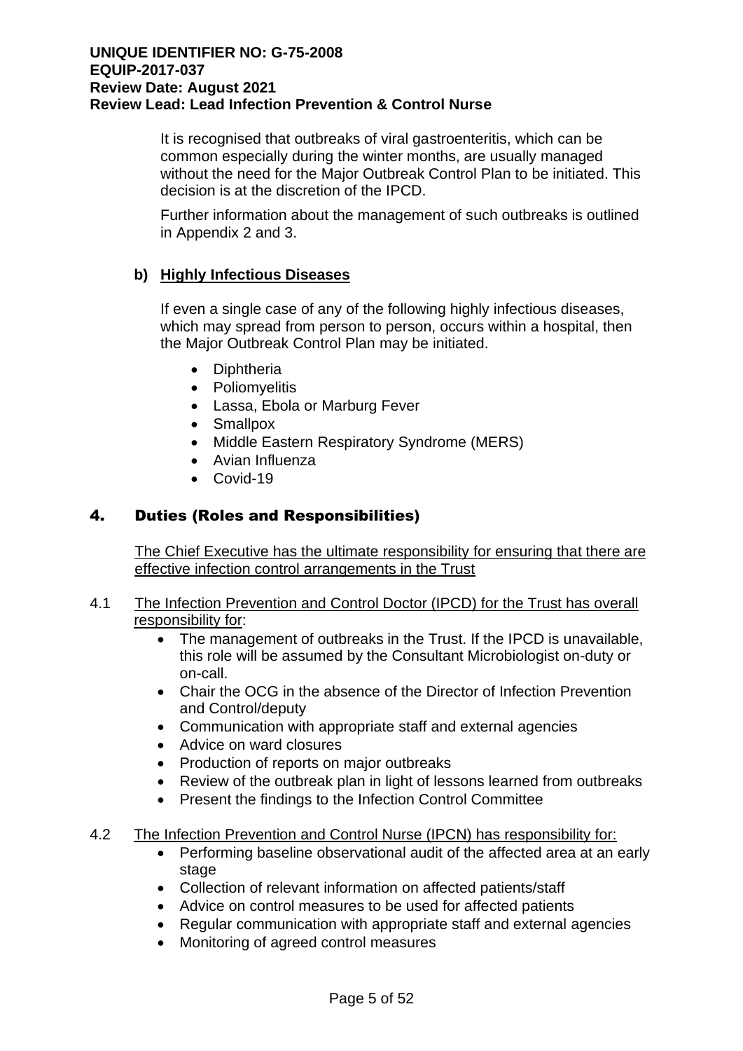It is recognised that outbreaks of viral gastroenteritis, which can be common especially during the winter months, are usually managed without the need for the Major Outbreak Control Plan to be initiated. This decision is at the discretion of the IPCD.

Further information about the management of such outbreaks is outlined in Appendix 2 and 3.

### b) Highly Infectious Diseases

If even a single case of any of the following highly infectious diseases, which may spread from person to person, occurs within a hospital, then the Major Outbreak Control Plan may be initiated.

- Diphtheria
- Poliomyelitis
- Lassa, Ebola or Marburg Fever
- Smallpox
- Middle Eastern Respiratory Syndrome (MERS)
- Avian Influenza
- Covid-19

## 4. Duties (Roles and Responsibilities)

The Chief Executive has the ultimate responsibility for ensuring that there are effective infection control arrangements in the Trust

4.1 The Infection Prevention and Control Doctor (IPCD) for the Trust has overall responsibility for:

- The management of outbreaks in the Trust. If the IPCD is unavailable, this role will be assumed by the Consultant Microbiologist on-duty or on-call.
- Chair the OCG in the absence of the Director of Infection Prevention and Control/deputy
- Communication with appropriate staff and external agencies
- Advice on ward closures
- Production of reports on major outbreaks
- Review of the outbreak plan in light of lessons learned from outbreaks
- Present the findings to the Infection Control Committee

4.2 The Infection Prevention and Control Nurse (IPCN) has responsibility for:

- Performing baseline observational audit of the affected area at an early stage
- Collection of relevant information on affected patients/staff
- Advice on control measures to be used for affected patients
- Regular communication with appropriate staff and external agencies
- Monitoring of agreed control measures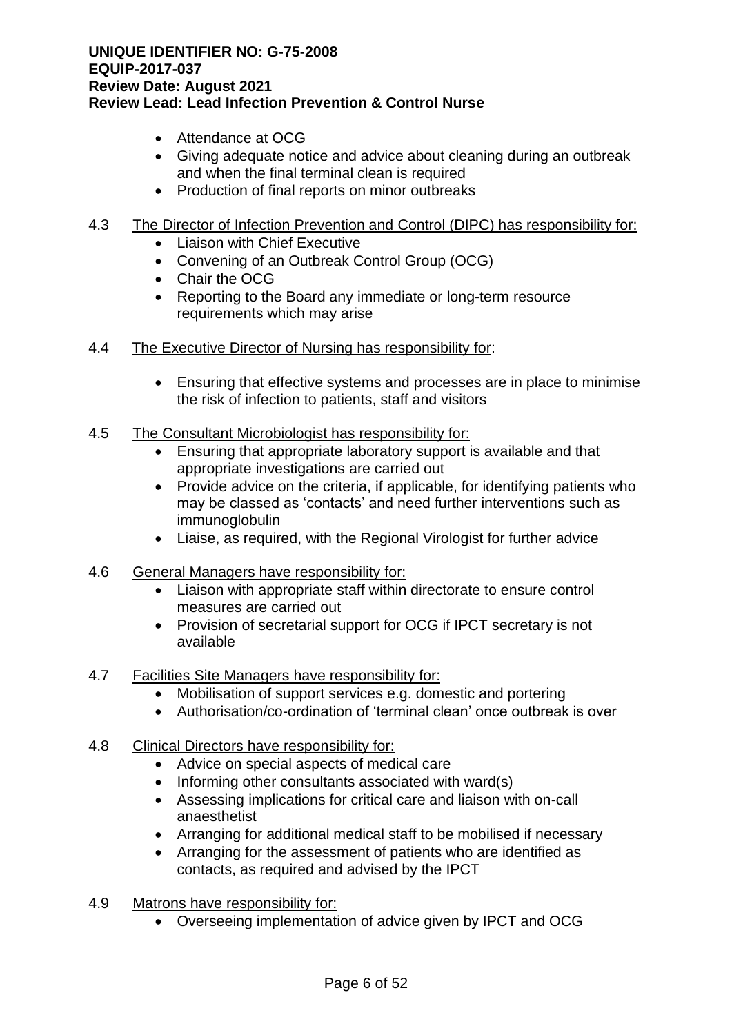- Attendance at OCG
- Giving adequate notice and advice about cleaning during an outbreak and when the final terminal clean is required
- Production of final reports on minor outbreaks

4.3 The Director of Infection Prevention and Control (DIPC) has responsibility for:

- Liaison with Chief Executive
- Convening of an Outbreak Control Group (OCG)
- Chair the OCG
- Reporting to the Board any immediate or long-term resource requirements which may arise

4.4 The Executive Director of Nursing has responsibility for:

- Ensuring that effective systems and processes are in place to minimise the risk of infection to patients, staff and visitors

4.5 The Consultant Microbiologist has responsibility for:

- Ensuring that appropriate laboratory support is available and that appropriate investigations are carried out
- Provide advice on the criteria, if applicable, for identifying patients who may be classed as 'contacts' and need further interventions such as immunoglobulin
- Liaise, as required, with the Regional Virologist for further advice

4.6 General Managers have responsibility for:

- Liaison with appropriate staff within directorate to ensure control measures are carried out
- Provision of secretarial support for OCG if IPCT secretary is not available

4.7 Facilities Site Managers have responsibility for:

- Mobilisation of support services e.g. domestic and portering
- Authorisation/co-ordination of 'terminal clean' once outbreak is over

4.8 Clinical Directors have responsibility for:

- Advice on special aspects of medical care
- Informing other consultants associated with ward(s)
- Assessing implications for critical care and liaison with on-call anaesthetist
- Arranging for additional medical staff to be mobilised if necessary
- Arranging for the assessment of patients who are identified as contacts, as required and advised by the IPCT

4.9 Matrons have responsibility for:

- Overseeing implementation of advice given by IPCT and OCG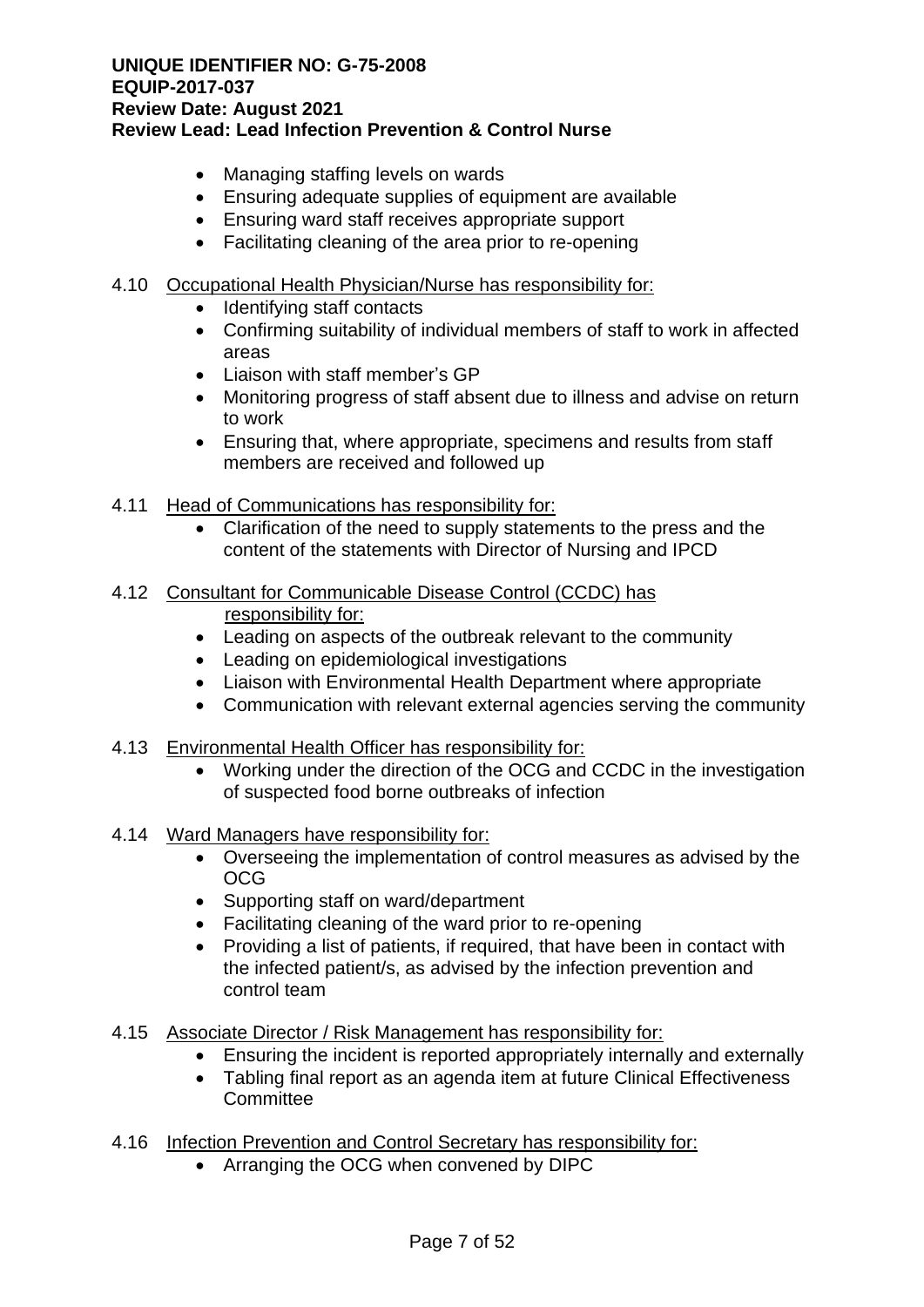- Managing staffing levels on wards
- Ensuring adequate supplies of equipment are available
- Ensuring ward staff receives appropriate support
- Facilitating cleaning of the area prior to re-opening

4.10 <u>Occupational Health Physician/Nurse has responsibility for:</u>

- Identifying staff contacts
- Confirming suitability of individual members of staff to work in affected areas
- Liaison with staff member's GP
- Monitoring progress of staff absent due to illness and advise on return to work
- Ensuring that, where appropriate, specimens and results from staff members are received and followed up

4.11 <u>Head of Communications has responsibility for:</u>

- Clarification of the need to supply statements to the press and the content of the statements with Director of Nursing and IPCD

4.12 <u>Consultant for Communicable Disease Control (CCDC) has responsibility for:</u>

- Leading on aspects of the outbreak relevant to the community
- Leading on epidemiological investigations
- Liaison with Environmental Health Department where appropriate
- Communication with relevant external agencies serving the community

4.13 <u>Environmental Health Officer has responsibility for:</u>

- Working under the direction of the OCG and CCDC in the investigation of suspected food borne outbreaks of infection

4.14 <u>Ward Managers have responsibility for:</u>

- Overseeing the implementation of control measures as advised by the OCG
- Supporting staff on ward/department
- Facilitating cleaning of the ward prior to re-opening
- Providing a list of patients, if required, that have been in contact with the infected patient/s, as advised by the infection prevention and control team

4.15 <u>Associate Director / Risk Management has responsibility for:</u>

- Ensuring the incident is reported appropriately internally and externally
- Tabling final report as an agenda item at future Clinical Effectiveness Committee

4.16 <u>Infection Prevention and Control Secretary has responsibility for:</u>

- Arranging the OCG when convened by DIPC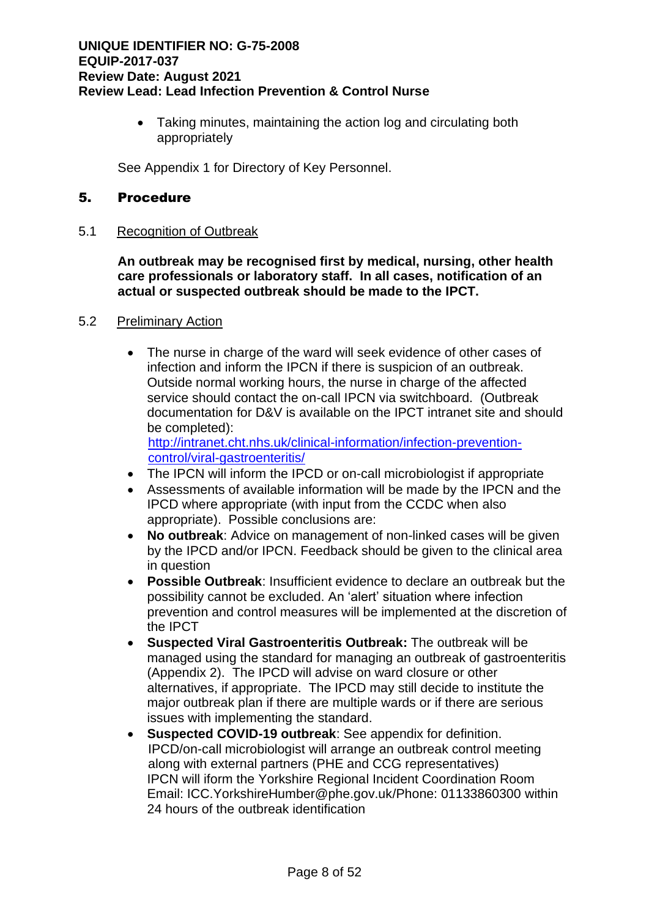- Taking minutes, maintaining the action log and circulating both appropriately

See Appendix 1 for Directory of Key Personnel.

## 5. Procedure

### 5.1 Recognition of Outbreak

**An outbreak may be recognised first by medical, nursing, other health care professionals or laboratory staff. In all cases, notification of an actual or suspected outbreak should be made to the IPCT.**

### 5.2 Preliminary Action

- The nurse in charge of the ward will seek evidence of other cases of infection and inform the IPCN if there is suspicion of an outbreak. Outside normal working hours, the nurse in charge of the affected service should contact the on-call IPCN via switchboard. (Outbreak documentation for D&V is available on the IPCT intranet site and should be completed):
  [http://intranet.cht.nhs.uk/clinical-information/infection-prevention-control/viral-gastroenteritis/](http://intranet.cht.nhs.uk/clinical-information/infection-prevention-control/viral-gastroenteritis/)
- The IPCN will inform the IPCD or on-call microbiologist if appropriate
- Assessments of available information will be made by the IPCN and the IPCD where appropriate (with input from the CCDC when also appropriate). Possible conclusions are:
- **No outbreak**: Advice on management of non-linked cases will be given by the IPCD and/or IPCN. Feedback should be given to the clinical area in question
- **Possible Outbreak**: Insufficient evidence to declare an outbreak but the possibility cannot be excluded. An 'alert' situation where infection prevention and control measures will be implemented at the discretion of the IPCT
- **Suspected Viral Gastroenteritis Outbreak:** The outbreak will be managed using the standard for managing an outbreak of gastroenteritis (Appendix 2). The IPCD will advise on ward closure or other alternatives, if appropriate. The IPCD may still decide to institute the major outbreak plan if there are multiple wards or if there are serious issues with implementing the standard.
- **Suspected COVID-19 outbreak**: See appendix for definition. IPCD/on-call microbiologist will arrange an outbreak control meeting along with external partners (PHE and CCG representatives) IPCN will iform the Yorkshire Regional Incident Coordination Room Email: ICC.YorkshireHumber@phe.gov.uk/Phone: 01133860300 within 24 hours of the outbreak identification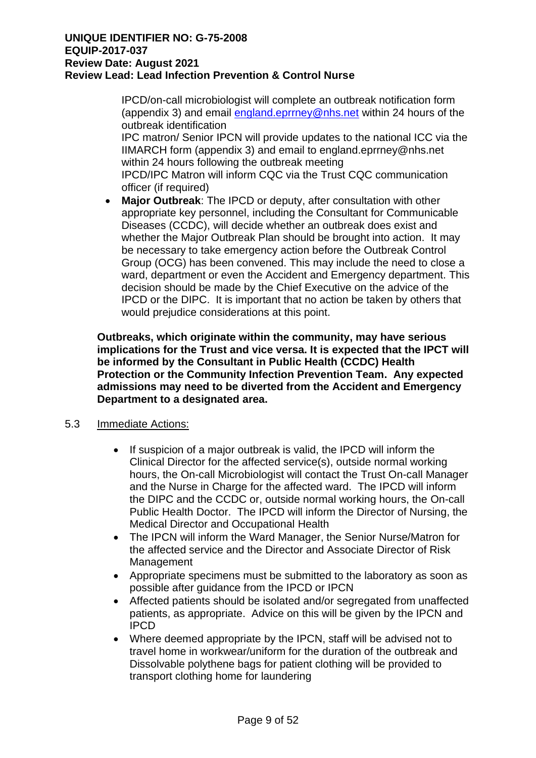IPCD/on-call microbiologist will complete an outbreak notification form (appendix 3) and email england.eprrney@nhs.net within 24 hours of the outbreak identification

IPC matron/ Senior IPCN will provide updates to the national ICC via the IIMARCH form (appendix 3) and email to england.eprrney@nhs.net within 24 hours following the outbreak meeting

IPCD/IPC Matron will inform CQC via the Trust CQC communication officer (if required)

- **Major Outbreak**: The IPCD or deputy, after consultation with other appropriate key personnel, including the Consultant for Communicable Diseases (CCDC), will decide whether an outbreak does exist and whether the Major Outbreak Plan should be brought into action. It may be necessary to take emergency action before the Outbreak Control Group (OCG) has been convened. This may include the need to close a ward, department or even the Accident and Emergency department. This decision should be made by the Chief Executive on the advice of the IPCD or the DIPC. It is important that no action be taken by others that would prejudice considerations at this point.

**Outbreaks, which originate within the community, may have serious implications for the Trust and vice versa. It is expected that the IPCT will be informed by the Consultant in Public Health (CCDC) Health Protection or the Community Infection Prevention Team. Any expected admissions may need to be diverted from the Accident and Emergency Department to a designated area.**

5.3 Immediate Actions:

- If suspicion of a major outbreak is valid, the IPCD will inform the Clinical Director for the affected service(s), outside normal working hours, the On-call Microbiologist will contact the Trust On-call Manager and the Nurse in Charge for the affected ward. The IPCD will inform the DIPC and the CCDC or, outside normal working hours, the On-call Public Health Doctor. The IPCD will inform the Director of Nursing, the Medical Director and Occupational Health
- The IPCN will inform the Ward Manager, the Senior Nurse/Matron for the affected service and the Director and Associate Director of Risk Management
- Appropriate specimens must be submitted to the laboratory as soon as possible after guidance from the IPCD or IPCN
- Affected patients should be isolated and/or segregated from unaffected patients, as appropriate. Advice on this will be given by the IPCN and IPCD
- Where deemed appropriate by the IPCN, staff will be advised not to travel home in workwear/uniform for the duration of the outbreak and Dissolvable polythene bags for patient clothing will be provided to transport clothing home for laundering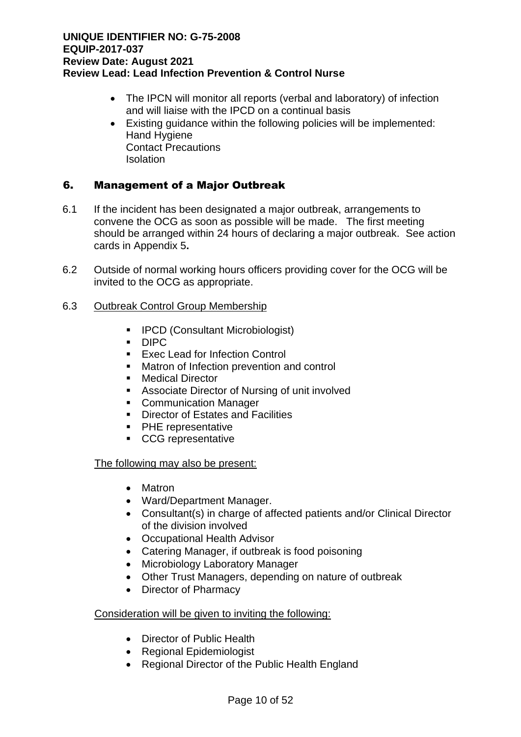- The IPCN will monitor all reports (verbal and laboratory) of infection and will liaise with the IPCD on a continual basis
- Existing guidance within the following policies will be implemented:
  Hand Hygiene
  Contact Precautions
  Isolation

## 6. Management of a Major Outbreak

6.1 If the incident has been designated a major outbreak, arrangements to convene the OCG as soon as possible will be made. The first meeting should be arranged within 24 hours of declaring a major outbreak. See action cards in Appendix 5**.**

6.2 Outside of normal working hours officers providing cover for the OCG will be invited to the OCG as appropriate.

6.3 Outbreak Control Group Membership

- IPCD (Consultant Microbiologist)
- DIPC
- Exec Lead for Infection Control
- Matron of Infection prevention and control
- Medical Director
- Associate Director of Nursing of unit involved
- Communication Manager
- Director of Estates and Facilities
- PHE representative
- CCG representative

The following may also be present:

- Matron
- Ward/Department Manager.
- Consultant(s) in charge of affected patients and/or Clinical Director of the division involved
- Occupational Health Advisor
- Catering Manager, if outbreak is food poisoning
- Microbiology Laboratory Manager
- Other Trust Managers, depending on nature of outbreak
- Director of Pharmacy

Consideration will be given to inviting the following:

- Director of Public Health
- Regional Epidemiologist
- Regional Director of the Public Health England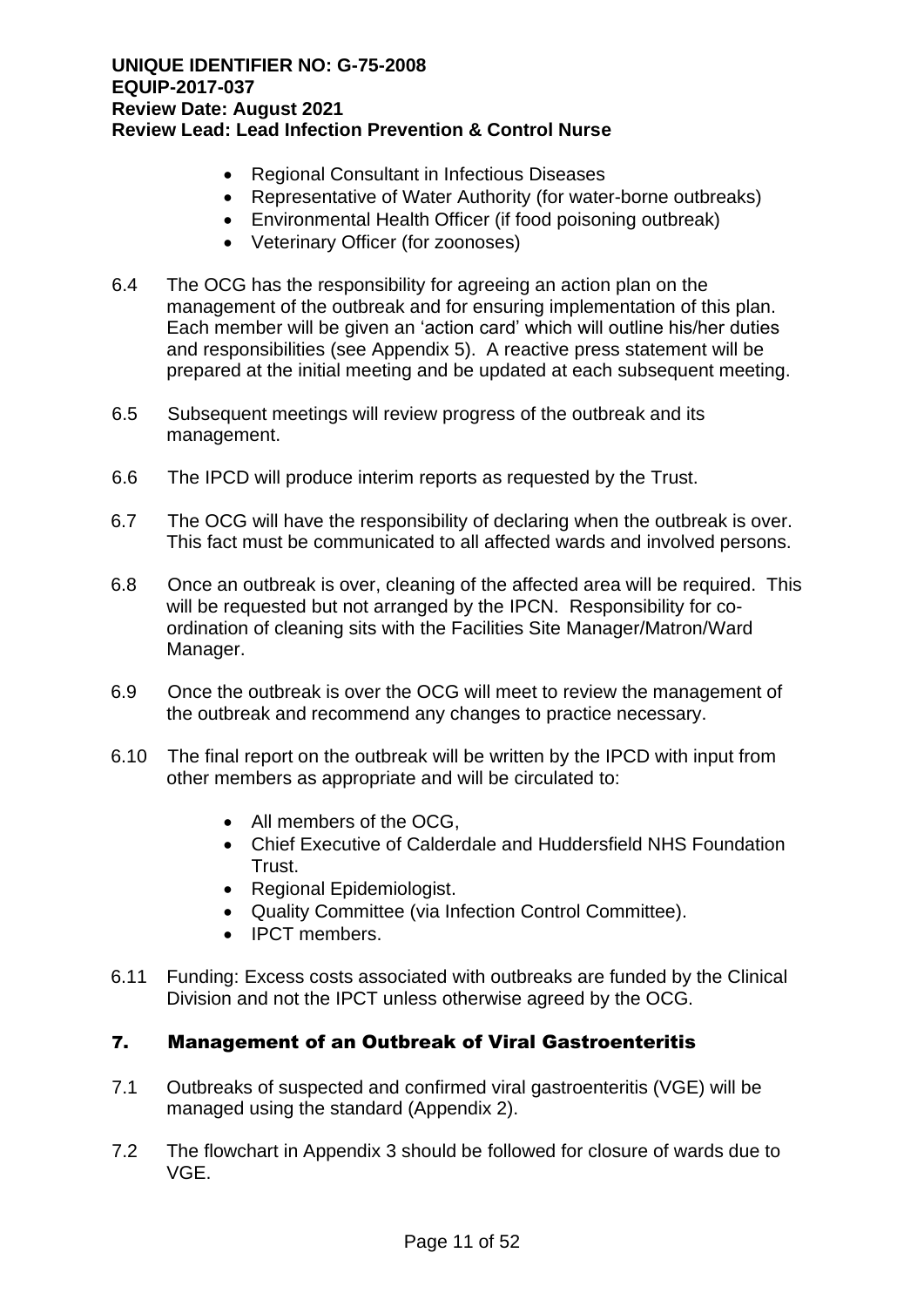- Regional Consultant in Infectious Diseases
- Representative of Water Authority (for water-borne outbreaks)
- Environmental Health Officer (if food poisoning outbreak)
- Veterinary Officer (for zoonoses)

6.4 The OCG has the responsibility for agreeing an action plan on the management of the outbreak and for ensuring implementation of this plan. Each member will be given an 'action card' which will outline his/her duties and responsibilities (see Appendix 5). A reactive press statement will be prepared at the initial meeting and be updated at each subsequent meeting.

6.5 Subsequent meetings will review progress of the outbreak and its management.

6.6 The IPCD will produce interim reports as requested by the Trust.

6.7 The OCG will have the responsibility of declaring when the outbreak is over. This fact must be communicated to all affected wards and involved persons.

6.8 Once an outbreak is over, cleaning of the affected area will be required. This will be requested but not arranged by the IPCN. Responsibility for co-ordination of cleaning sits with the Facilities Site Manager/Matron/Ward Manager.

6.9 Once the outbreak is over the OCG will meet to review the management of the outbreak and recommend any changes to practice necessary.

6.10 The final report on the outbreak will be written by the IPCD with input from other members as appropriate and will be circulated to:

- All members of the OCG,
- Chief Executive of Calderdale and Huddersfield NHS Foundation Trust.
- Regional Epidemiologist.
- Quality Committee (via Infection Control Committee).
- IPCT members.

6.11 Funding: Excess costs associated with outbreaks are funded by the Clinical Division and not the IPCT unless otherwise agreed by the OCG.

## 7. Management of an Outbreak of Viral Gastroenteritis

7.1 Outbreaks of suspected and confirmed viral gastroenteritis (VGE) will be managed using the standard (Appendix 2).

7.2 The flowchart in Appendix 3 should be followed for closure of wards due to VGE.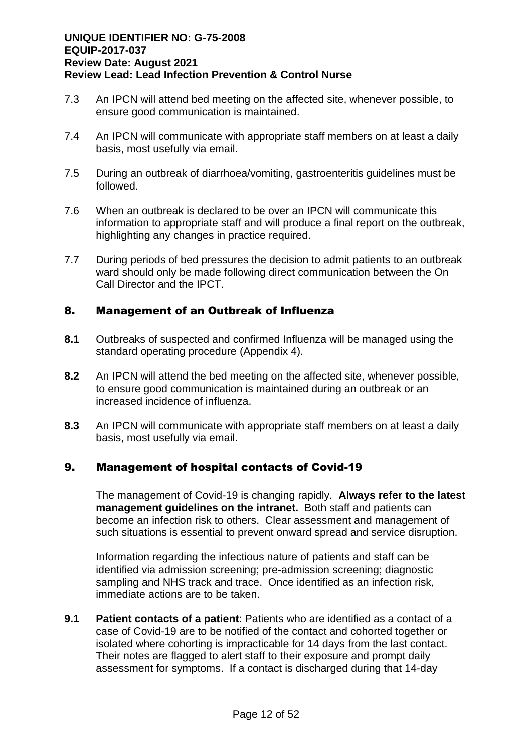7.3 An IPCN will attend bed meeting on the affected site, whenever possible, to ensure good communication is maintained.

7.4 An IPCN will communicate with appropriate staff members on at least a daily basis, most usefully via email.

7.5 During an outbreak of diarrhoea/vomiting, gastroenteritis guidelines must be followed.

7.6 When an outbreak is declared to be over an IPCN will communicate this information to appropriate staff and will produce a final report on the outbreak, highlighting any changes in practice required.

7.7 During periods of bed pressures the decision to admit patients to an outbreak ward should only be made following direct communication between the On Call Director and the IPCT.

## 8. Management of an Outbreak of Influenza

**8.1** Outbreaks of suspected and confirmed Influenza will be managed using the standard operating procedure (Appendix 4).

**8.2** An IPCN will attend the bed meeting on the affected site, whenever possible, to ensure good communication is maintained during an outbreak or an increased incidence of influenza.

**8.3** An IPCN will communicate with appropriate staff members on at least a daily basis, most usefully via email.

## 9. Management of hospital contacts of Covid-19

The management of Covid-19 is changing rapidly. **Always refer to the latest management guidelines on the intranet.** Both staff and patients can become an infection risk to others. Clear assessment and management of such situations is essential to prevent onward spread and service disruption.

Information regarding the infectious nature of patients and staff can be identified via admission screening; pre-admission screening; diagnostic sampling and NHS track and trace. Once identified as an infection risk, immediate actions are to be taken.

**9.1** **Patient contacts of a patient**: Patients who are identified as a contact of a case of Covid-19 are to be notified of the contact and cohorted together or isolated where cohorting is impracticable for 14 days from the last contact. Their notes are flagged to alert staff to their exposure and prompt daily assessment for symptoms. If a contact is discharged during that 14-day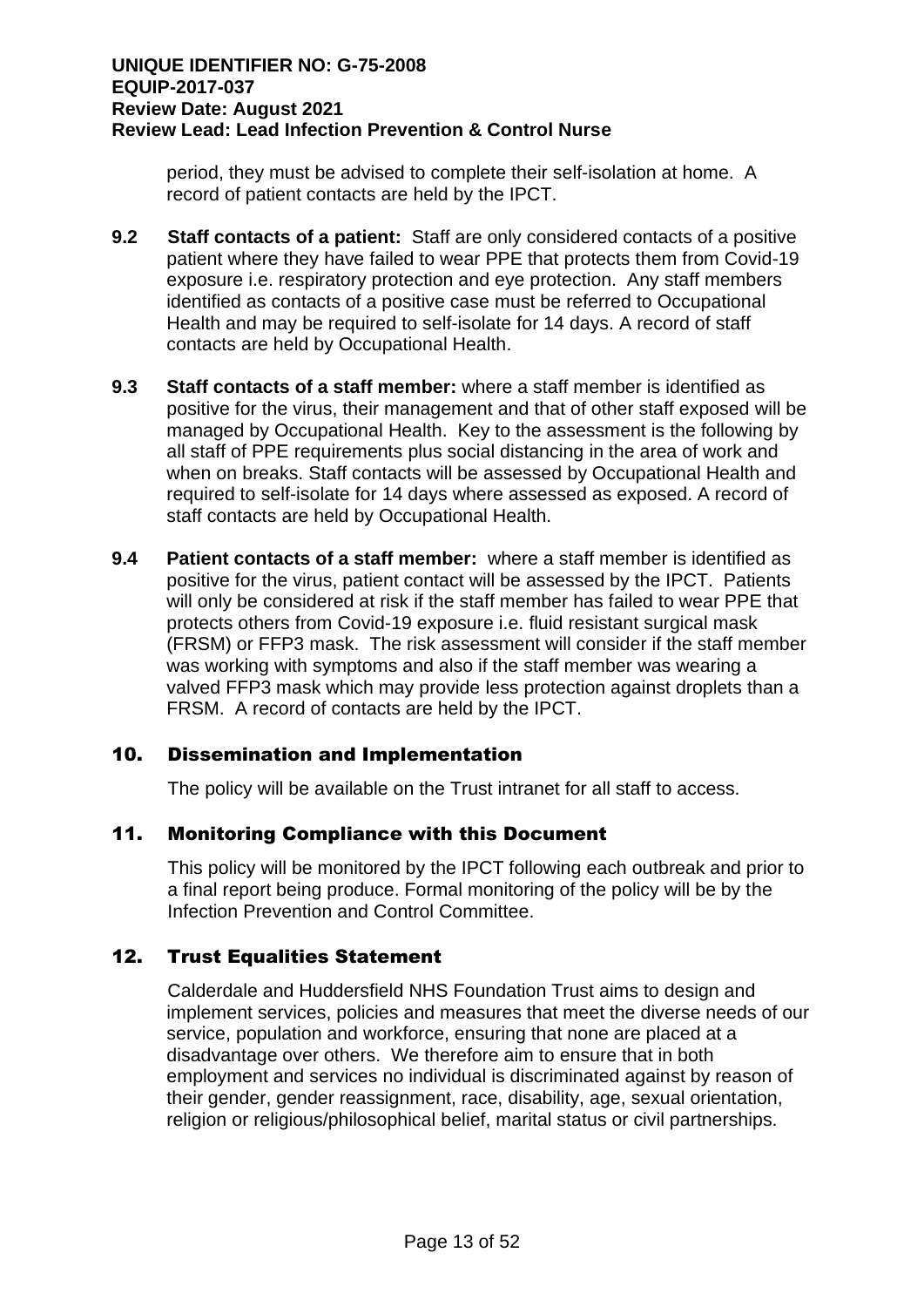period, they must be advised to complete their self-isolation at home. A record of patient contacts are held by the IPCT.

**9.2 Staff contacts of a patient:** Staff are only considered contacts of a positive patient where they have failed to wear PPE that protects them from Covid-19 exposure i.e. respiratory protection and eye protection. Any staff members identified as contacts of a positive case must be referred to Occupational Health and may be required to self-isolate for 14 days. A record of staff contacts are held by Occupational Health.

**9.3 Staff contacts of a staff member:** where a staff member is identified as positive for the virus, their management and that of other staff exposed will be managed by Occupational Health. Key to the assessment is the following by all staff of PPE requirements plus social distancing in the area of work and when on breaks. Staff contacts will be assessed by Occupational Health and required to self-isolate for 14 days where assessed as exposed. A record of staff contacts are held by Occupational Health.

**9.4 Patient contacts of a staff member:** where a staff member is identified as positive for the virus, patient contact will be assessed by the IPCT. Patients will only be considered at risk if the staff member has failed to wear PPE that protects others from Covid-19 exposure i.e. fluid resistant surgical mask (FRSM) or FFP3 mask. The risk assessment will consider if the staff member was working with symptoms and also if the staff member was wearing a valved FFP3 mask which may provide less protection against droplets than a FRSM. A record of contacts are held by the IPCT.

## 10. Dissemination and Implementation

The policy will be available on the Trust intranet for all staff to access.

## 11. Monitoring Compliance with this Document

This policy will be monitored by the IPCT following each outbreak and prior to a final report being produce. Formal monitoring of the policy will be by the Infection Prevention and Control Committee.

## 12. Trust Equalities Statement

Calderdale and Huddersfield NHS Foundation Trust aims to design and implement services, policies and measures that meet the diverse needs of our service, population and workforce, ensuring that none are placed at a disadvantage over others. We therefore aim to ensure that in both employment and services no individual is discriminated against by reason of their gender, gender reassignment, race, disability, age, sexual orientation, religion or religious/philosophical belief, marital status or civil partnerships.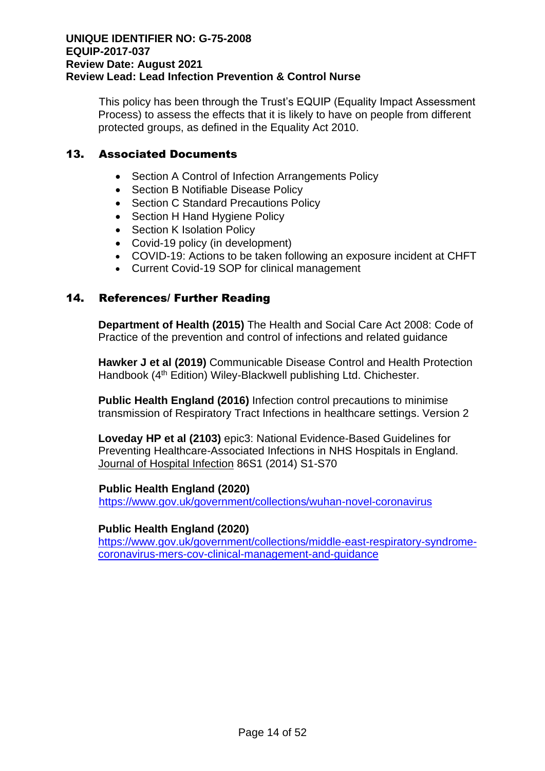This policy has been through the Trust's EQUIP (Equality Impact Assessment Process) to assess the effects that it is likely to have on people from different protected groups, as defined in the Equality Act 2010.

## 13. Associated Documents

- Section A Control of Infection Arrangements Policy
- Section B Notifiable Disease Policy
- Section C Standard Precautions Policy
- Section H Hand Hygiene Policy
- Section K Isolation Policy
- Covid-19 policy (in development)
- COVID-19: Actions to be taken following an exposure incident at CHFT
- Current Covid-19 SOP for clinical management

## 14. References/ Further Reading

**Department of Health (2015)** The Health and Social Care Act 2008: Code of Practice of the prevention and control of infections and related guidance

**Hawker J et al (2019)** Communicable Disease Control and Health Protection Handbook (4th Edition) Wiley-Blackwell publishing Ltd. Chichester.

**Public Health England (2016)** Infection control precautions to minimise transmission of Respiratory Tract Infections in healthcare settings. Version 2

**Loveday HP et al (2103)** epic3: National Evidence-Based Guidelines for Preventing Healthcare-Associated Infections in NHS Hospitals in England. Journal of Hospital Infection 86S1 (2014) S1-S70

**Public Health England (2020)**
https://www.gov.uk/government/collections/wuhan-novel-coronavirus

**Public Health England (2020)**
https://www.gov.uk/government/collections/middle-east-respiratory-syndrome-coronavirus-mers-cov-clinical-management-and-guidance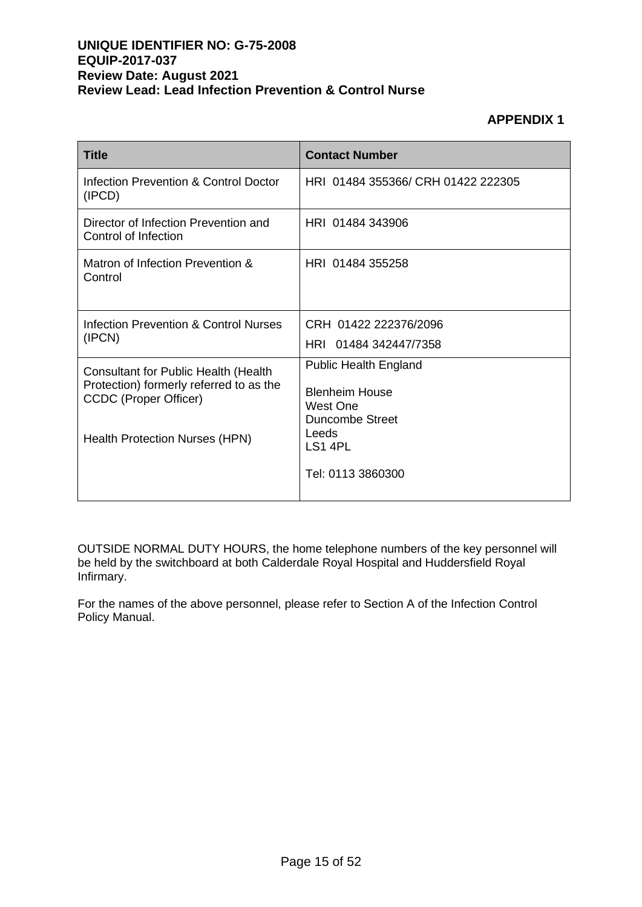**UNIQUE IDENTIFIER NO: G-75-2008**
**EQUIP-2017-037**
**Review Date: August 2021**
**Review Lead: Lead Infection Prevention & Control Nurse**

**APPENDIX 1**

| Title | Contact Number |
|---|---|
| Infection Prevention & Control Doctor (IPCD) | HRI 01484 355366/ CRH 01422 222305 |
| Director of Infection Prevention and Control of Infection | HRI 01484 343906 |
| Matron of Infection Prevention & Control | HRI 01484 355258 |
| Infection Prevention & Control Nurses (IPCN) | CRH 01422 222376/2096<br>HRI 01484 342447/7358 |
| Consultant for Public Health (Health Protection) formerly referred to as the CCDC (Proper Officer)<br><br>Health Protection Nurses (HPN) | Public Health England<br><br>Blenheim House<br>West One<br>Duncombe Street<br>Leeds<br>LS1 4PL<br><br>Tel: 0113 3860300 |

OUTSIDE NORMAL DUTY HOURS, the home telephone numbers of the key personnel will be held by the switchboard at both Calderdale Royal Hospital and Huddersfield Royal Infirmary.

For the names of the above personnel, please refer to Section A of the Infection Control Policy Manual.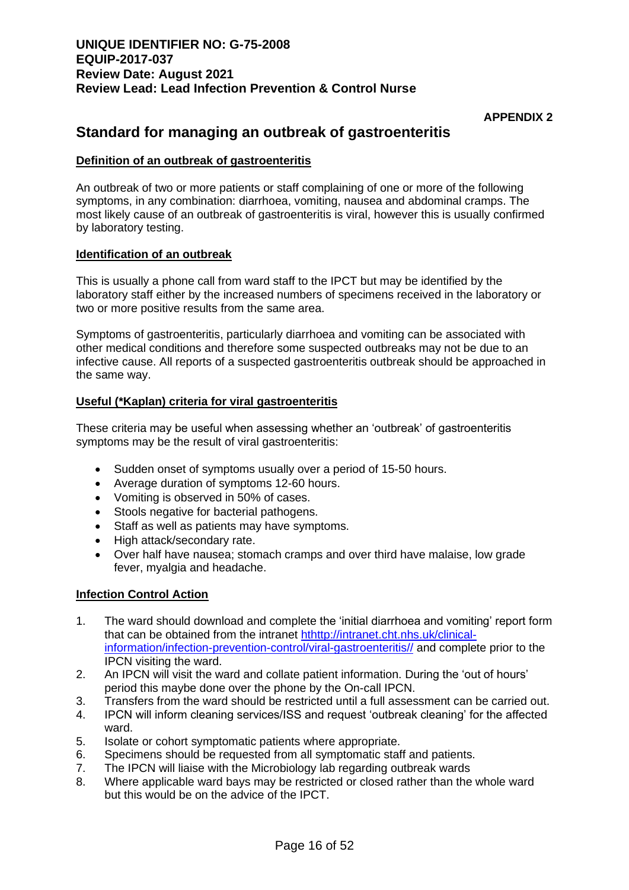**UNIQUE IDENTIFIER NO: G-75-2008**
**EQUIP-2017-037**
**Review Date: August 2021**
**Review Lead: Lead Infection Prevention & Control Nurse**

**APPENDIX 2**

# Standard for managing an outbreak of gastroenteritis

## Definition of an outbreak of gastroenteritis

An outbreak of two or more patients or staff complaining of one or more of the following symptoms, in any combination: diarrhoea, vomiting, nausea and abdominal cramps. The most likely cause of an outbreak of gastroenteritis is viral, however this is usually confirmed by laboratory testing.

## Identification of an outbreak

This is usually a phone call from ward staff to the IPCT but may be identified by the laboratory staff either by the increased numbers of specimens received in the laboratory or two or more positive results from the same area.

Symptoms of gastroenteritis, particularly diarrhoea and vomiting can be associated with other medical conditions and therefore some suspected outbreaks may not be due to an infective cause. All reports of a suspected gastroenteritis outbreak should be approached in the same way.

## Useful (*Kaplan) criteria for viral gastroenteritis

These criteria may be useful when assessing whether an 'outbreak' of gastroenteritis symptoms may be the result of viral gastroenteritis:

- Sudden onset of symptoms usually over a period of 15-50 hours.
- Average duration of symptoms 12-60 hours.
- Vomiting is observed in 50% of cases.
- Stools negative for bacterial pathogens.
- Staff as well as patients may have symptoms.
- High attack/secondary rate.
- Over half have nausea; stomach cramps and over third have malaise, low grade fever, myalgia and headache.

## Infection Control Action

1. The ward should download and complete the 'initial diarrhoea and vomiting' report form that can be obtained from the intranet [hthttp://intranet.cht.nhs.uk/clinical-information/infection-prevention-control/viral-gastroenteritis//](hthttp://intranet.cht.nhs.uk/clinical-information/infection-prevention-control/viral-gastroenteritis//) and complete prior to the IPCN visiting the ward.
2. An IPCN will visit the ward and collate patient information. During the 'out of hours' period this maybe done over the phone by the On-call IPCN.
3. Transfers from the ward should be restricted until a full assessment can be carried out.
4. IPCN will inform cleaning services/ISS and request 'outbreak cleaning' for the affected ward.
5. Isolate or cohort symptomatic patients where appropriate.
6. Specimens should be requested from all symptomatic staff and patients.
7. The IPCN will liaise with the Microbiology lab regarding outbreak wards
8. Where applicable ward bays may be restricted or closed rather than the whole ward but this would be on the advice of the IPCT.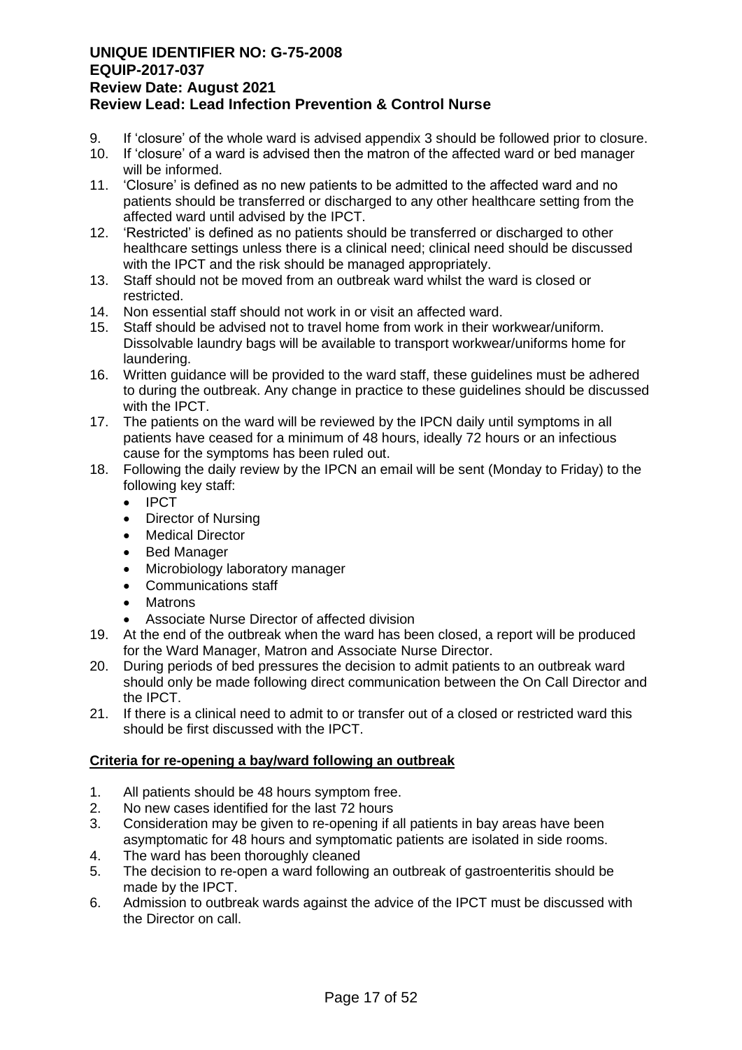9. If 'closure' of the whole ward is advised appendix 3 should be followed prior to closure.
10. If 'closure' of a ward is advised then the matron of the affected ward or bed manager will be informed.
11. 'Closure' is defined as no new patients to be admitted to the affected ward and no patients should be transferred or discharged to any other healthcare setting from the affected ward until advised by the IPCT.
12. 'Restricted' is defined as no patients should be transferred or discharged to other healthcare settings unless there is a clinical need; clinical need should be discussed with the IPCT and the risk should be managed appropriately.
13. Staff should not be moved from an outbreak ward whilst the ward is closed or restricted.
14. Non essential staff should not work in or visit an affected ward.
15. Staff should be advised not to travel home from work in their workwear/uniform. Dissolvable laundry bags will be available to transport workwear/uniforms home for laundering.
16. Written guidance will be provided to the ward staff, these guidelines must be adhered to during the outbreak. Any change in practice to these guidelines should be discussed with the IPCT.
17. The patients on the ward will be reviewed by the IPCN daily until symptoms in all patients have ceased for a minimum of 48 hours, ideally 72 hours or an infectious cause for the symptoms has been ruled out.
18. Following the daily review by the IPCN an email will be sent (Monday to Friday) to the following key staff:
    - IPCT
    - Director of Nursing
    - Medical Director
    - Bed Manager
    - Microbiology laboratory manager
    - Communications staff
    - Matrons
    - Associate Nurse Director of affected division
19. At the end of the outbreak when the ward has been closed, a report will be produced for the Ward Manager, Matron and Associate Nurse Director.
20. During periods of bed pressures the decision to admit patients to an outbreak ward should only be made following direct communication between the On Call Director and the IPCT.
21. If there is a clinical need to admit to or transfer out of a closed or restricted ward this should be first discussed with the IPCT.

**Criteria for re-opening a bay/ward following an outbreak**

1. All patients should be 48 hours symptom free.
2. No new cases identified for the last 72 hours
3. Consideration may be given to re-opening if all patients in bay areas have been asymptomatic for 48 hours and symptomatic patients are isolated in side rooms.
4. The ward has been thoroughly cleaned
5. The decision to re-open a ward following an outbreak of gastroenteritis should be made by the IPCT.
6. Admission to outbreak wards against the advice of the IPCT must be discussed with the Director on call.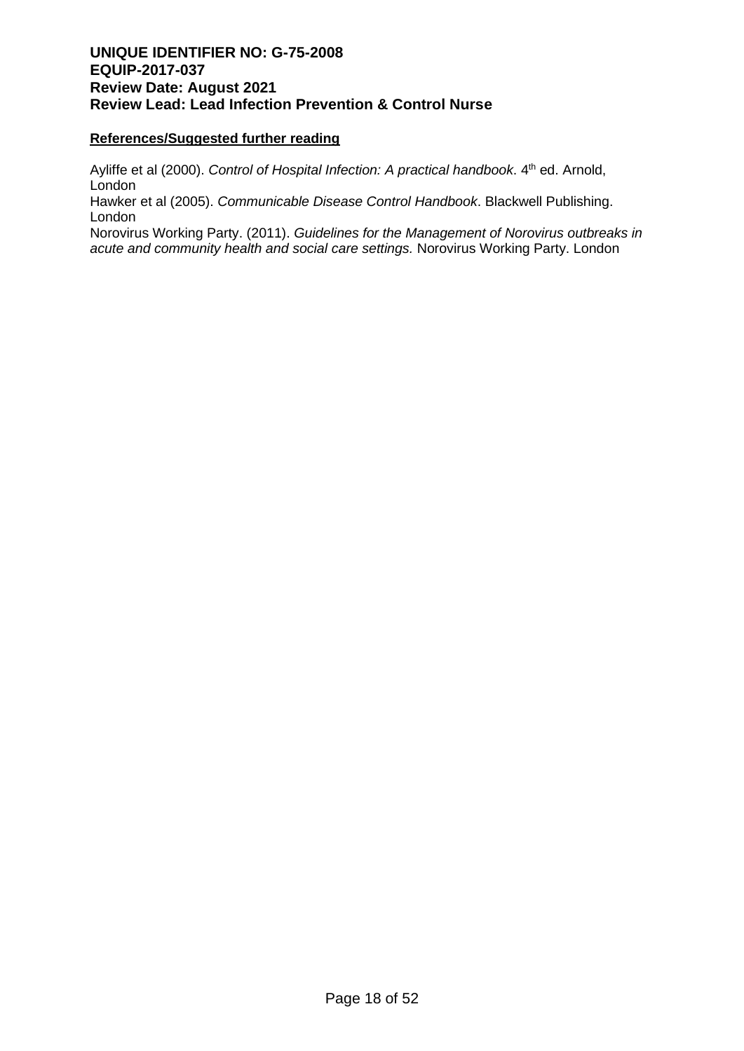**References/Suggested further reading**

Ayliffe et al (2000). *Control of Hospital Infection: A practical handbook*. 4th ed. Arnold, London

Hawker et al (2005). *Communicable Disease Control Handbook*. Blackwell Publishing. London

Norovirus Working Party. (2011). *Guidelines for the Management of Norovirus outbreaks in acute and community health and social care settings.* Norovirus Working Party. London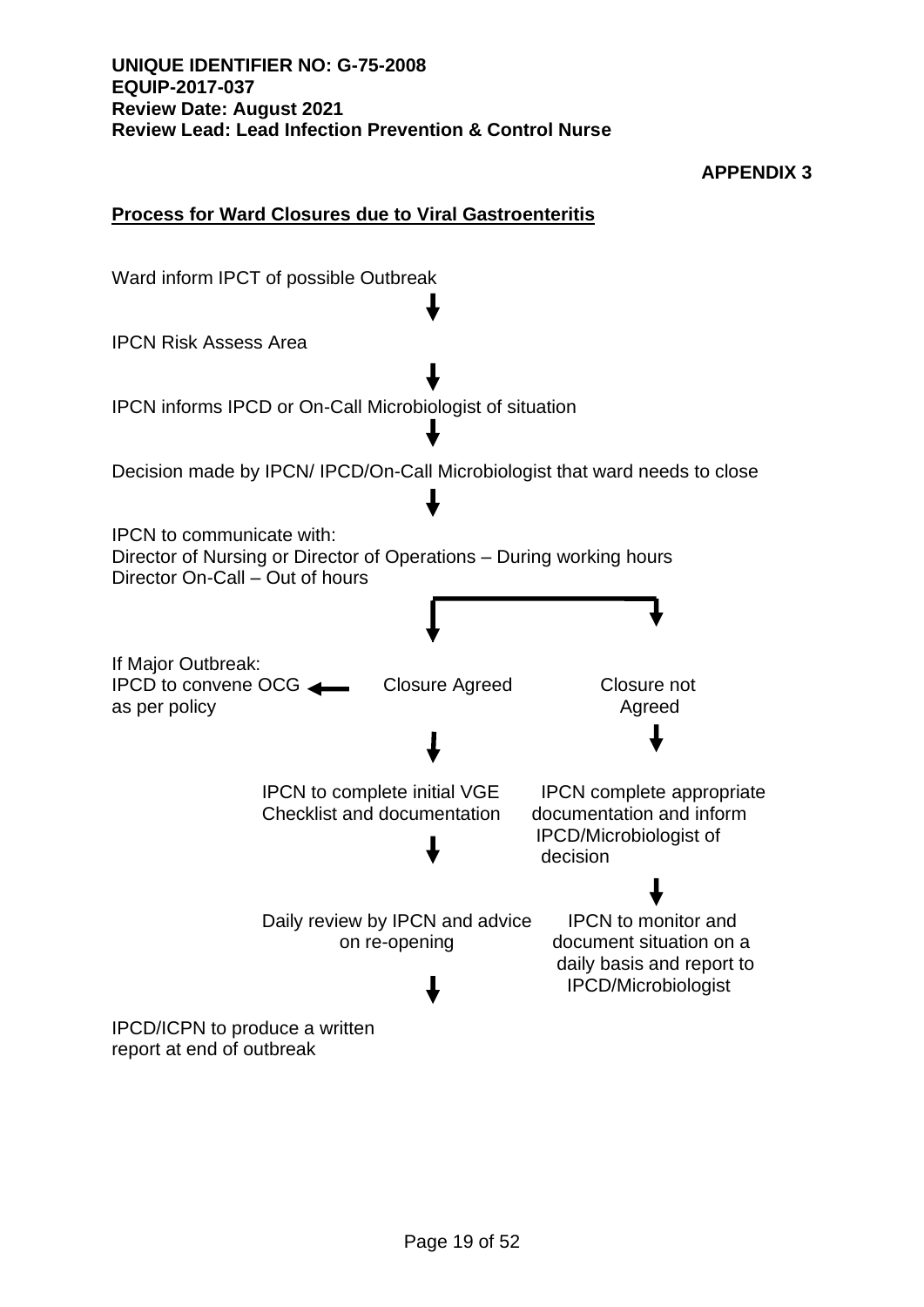**UNIQUE IDENTIFIER NO: G-75-2008**
**EQUIP-2017-037**
**Review Date: August 2021**
**Review Lead: Lead Infection Prevention & Control Nurse**

**APPENDIX 3**

## Process for Ward Closures due to Viral Gastroenteritis

Ward inform IPCT of possible Outbreak

↓

IPCN Risk Assess Area

↓

IPCN informs IPCD or On-Call Microbiologist of situation

↓

Decision made by IPCN/ IPCD/On-Call Microbiologist that ward needs to close

↓

IPCN to communicate with:
Director of Nursing or Director of Operations – During working hours
Director On-Call – Out of hours

↓

**Closure Agreed**

- If Major Outbreak: IPCD to convene OCG as per policy ← Closure Agreed
- ↓ IPCN to complete initial VGE Checklist and documentation
- ↓ Daily review by IPCN and advice on re-opening
- ↓ IPCD/ICPN to produce a written report at end of outbreak

**Closure not Agreed**

- ↓ IPCN complete appropriate documentation and inform IPCD/Microbiologist of decision
- ↓ IPCN to monitor and document situation on a daily basis and report to IPCD/Microbiologist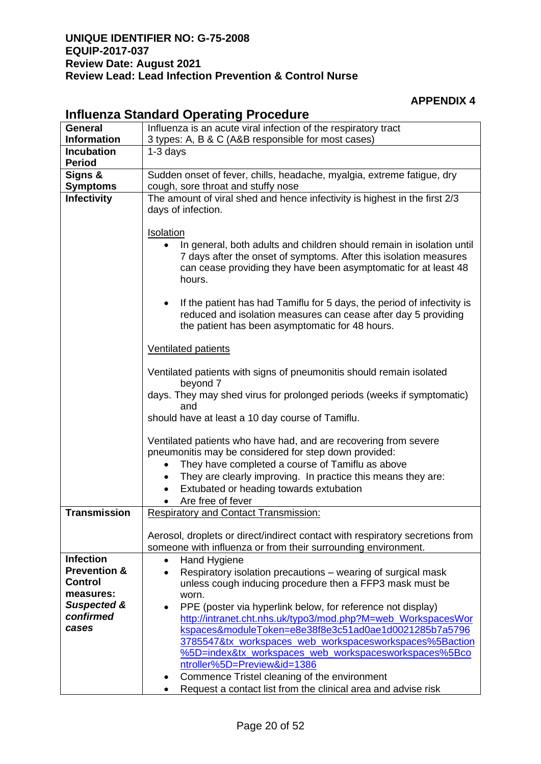**UNIQUE IDENTIFIER NO: G-75-2008**
**EQUIP-2017-037**
**Review Date: August 2021**
**Review Lead: Lead Infection Prevention & Control Nurse**

**APPENDIX 4**

## Influenza Standard Operating Procedure

| | |
|---|---|
| **General Information** | Influenza is an acute viral infection of the respiratory tract<br>3 types: A, B & C (A&B responsible for most cases) |
| **Incubation Period** | 1-3 days |
| **Signs & Symptoms** | Sudden onset of fever, chills, headache, myalgia, extreme fatigue, dry cough, sore throat and stuffy nose |
| **Infectivity** | The amount of viral shed and hence infectivity is highest in the first 2/3 days of infection.<br><br><u>Isolation</u><br>• In general, both adults and children should remain in isolation until 7 days after the onset of symptoms. After this isolation measures can cease providing they have been asymptomatic for at least 48 hours.<br><br>• If the patient has had Tamiflu for 5 days, the period of infectivity is reduced and isolation measures can cease after day 5 providing the patient has been asymptomatic for 48 hours.<br><br><u>Ventilated patients</u><br><br>Ventilated patients with signs of pneumonitis should remain isolated beyond 7 days. They may shed virus for prolonged periods (weeks if symptomatic) and should have at least a 10 day course of Tamiflu.<br><br>Ventilated patients who have had, and are recovering from severe pneumonitis may be considered for step down provided:<br>• They have completed a course of Tamiflu as above<br>• They are clearly improving. In practice this means they are:<br>• Extubated or heading towards extubation<br>• Are free of fever |
| **Transmission** | <u>Respiratory and Contact Transmission:</u><br><br>Aerosol, droplets or direct/indirect contact with respiratory secretions from someone with influenza or from their surrounding environment. |
| **Infection Prevention & Control measures:** ***Suspected & confirmed cases*** | • Hand Hygiene<br>• Respiratory isolation precautions – wearing of surgical mask unless cough inducing procedure then a FFP3 mask must be worn.<br>• PPE (poster via hyperlink below, for reference not display) http://intranet.cht.nhs.uk/typo3/mod.php?M=web_WorkspacesWorkspaces&moduleToken=e8e38f8e3c51ad0ae1d0021285b7a57963785547&tx_workspaces_web_workspacesworkspaces%5Baction%5D=index&tx_workspaces_web_workspacesworkspaces%5Bcontroller%5D=Preview&id=1386<br>• Commence Tristel cleaning of the environment<br>• Request a contact list from the clinical area and advise risk |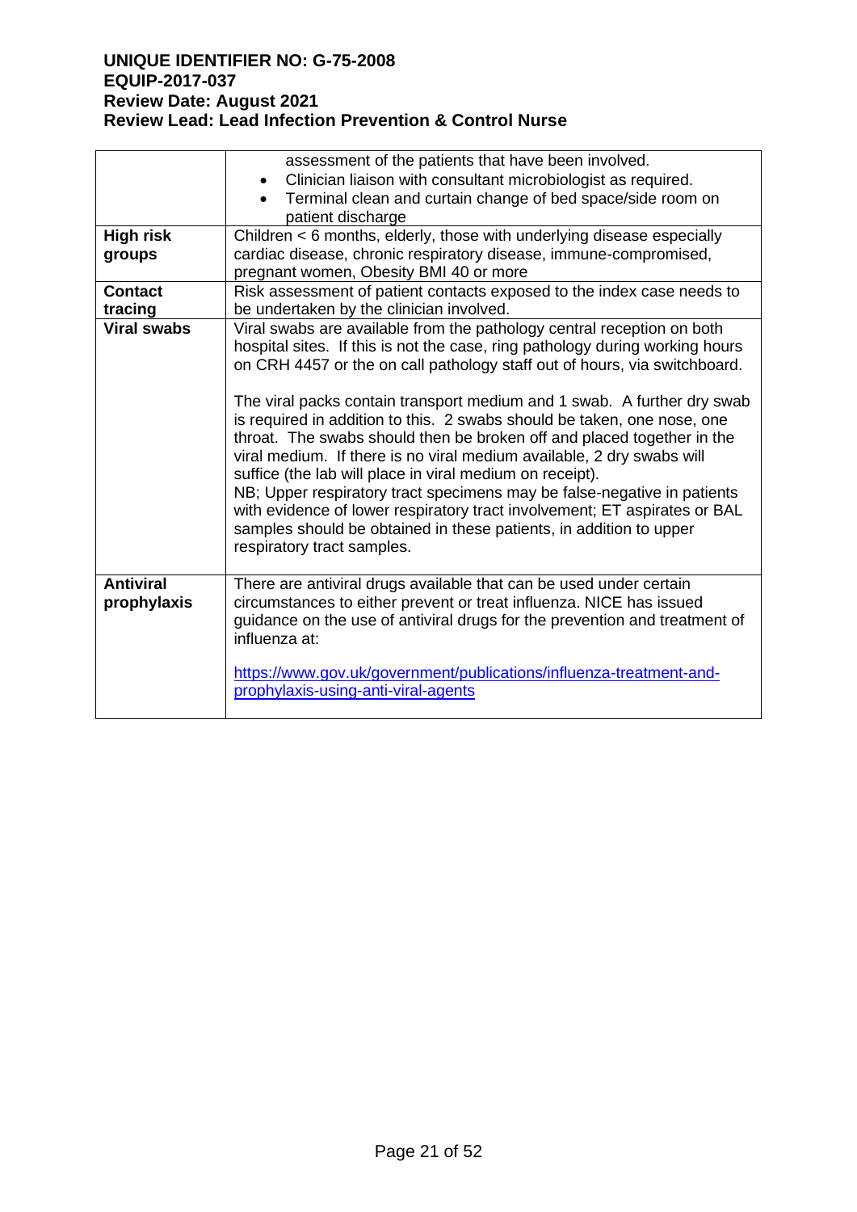| | |
|---|---|
| | assessment of the patients that have been involved.<br>• Clinician liaison with consultant microbiologist as required.<br>• Terminal clean and curtain change of bed space/side room on patient discharge |
| **High risk groups** | Children < 6 months, elderly, those with underlying disease especially cardiac disease, chronic respiratory disease, immune-compromised, pregnant women, Obesity BMI 40 or more |
| **Contact tracing** | Risk assessment of patient contacts exposed to the index case needs to be undertaken by the clinician involved. |
| **Viral swabs** | Viral swabs are available from the pathology central reception on both hospital sites. If this is not the case, ring pathology during working hours on CRH 4457 or the on call pathology staff out of hours, via switchboard.<br><br>The viral packs contain transport medium and 1 swab. A further dry swab is required in addition to this. 2 swabs should be taken, one nose, one throat. The swabs should then be broken off and placed together in the viral medium. If there is no viral medium available, 2 dry swabs will suffice (the lab will place in viral medium on receipt).<br>NB; Upper respiratory tract specimens may be false-negative in patients with evidence of lower respiratory tract involvement; ET aspirates or BAL samples should be obtained in these patients, in addition to upper respiratory tract samples. |
| **Antiviral prophylaxis** | There are antiviral drugs available that can be used under certain circumstances to either prevent or treat influenza. NICE has issued guidance on the use of antiviral drugs for the prevention and treatment of influenza at:<br><br>https://www.gov.uk/government/publications/influenza-treatment-and-prophylaxis-using-anti-viral-agents |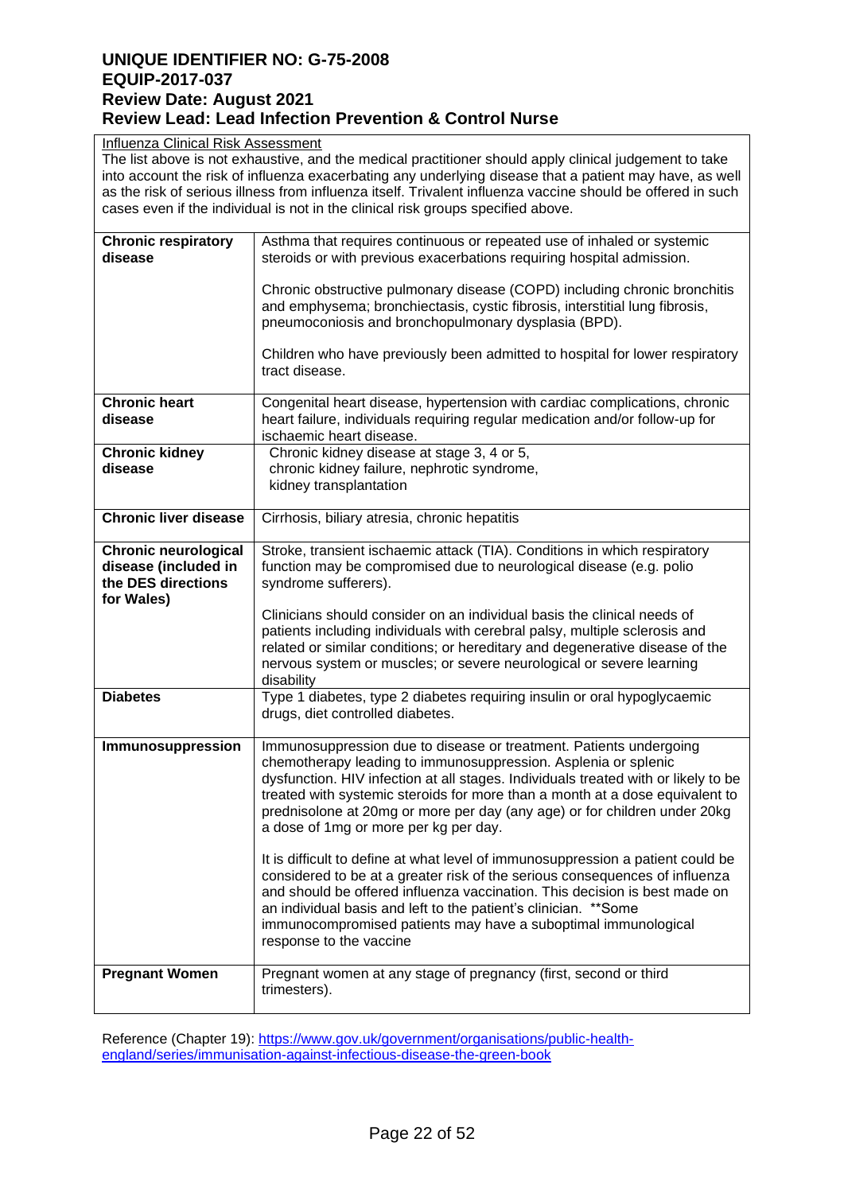**UNIQUE IDENTIFIER NO: G-75-2008**
**EQUIP-2017-037**
**Review Date: August 2021**
**Review Lead: Lead Infection Prevention & Control Nurse**

<u>Influenza Clinical Risk Assessment</u>

The list above is not exhaustive, and the medical practitioner should apply clinical judgement to take into account the risk of influenza exacerbating any underlying disease that a patient may have, as well as the risk of serious illness from influenza itself. Trivalent influenza vaccine should be offered in such cases even if the individual is not in the clinical risk groups specified above.

| | |
|---|---|
| **Chronic respiratory disease** | Asthma that requires continuous or repeated use of inhaled or systemic steroids or with previous exacerbations requiring hospital admission.<br><br>Chronic obstructive pulmonary disease (COPD) including chronic bronchitis and emphysema; bronchiectasis, cystic fibrosis, interstitial lung fibrosis, pneumoconiosis and bronchopulmonary dysplasia (BPD).<br><br>Children who have previously been admitted to hospital for lower respiratory tract disease. |
| **Chronic heart disease** | Congenital heart disease, hypertension with cardiac complications, chronic heart failure, individuals requiring regular medication and/or follow-up for ischaemic heart disease. |
| **Chronic kidney disease** | Chronic kidney disease at stage 3, 4 or 5, chronic kidney failure, nephrotic syndrome, kidney transplantation |
| **Chronic liver disease** | Cirrhosis, biliary atresia, chronic hepatitis |
| **Chronic neurological disease (included in the DES directions for Wales)** | Stroke, transient ischaemic attack (TIA). Conditions in which respiratory function may be compromised due to neurological disease (e.g. polio syndrome sufferers).<br><br>Clinicians should consider on an individual basis the clinical needs of patients including individuals with cerebral palsy, multiple sclerosis and related or similar conditions; or hereditary and degenerative disease of the nervous system or muscles; or severe neurological or severe learning disability |
| **Diabetes** | Type 1 diabetes, type 2 diabetes requiring insulin or oral hypoglycaemic drugs, diet controlled diabetes. |
| **Immunosuppression** | Immunosuppression due to disease or treatment. Patients undergoing chemotherapy leading to immunosuppression. Asplenia or splenic dysfunction. HIV infection at all stages. Individuals treated with or likely to be treated with systemic steroids for more than a month at a dose equivalent to prednisolone at 20mg or more per day (any age) or for children under 20kg a dose of 1mg or more per kg per day.<br><br>It is difficult to define at what level of immunosuppression a patient could be considered to be at a greater risk of the serious consequences of influenza and should be offered influenza vaccination. This decision is best made on an individual basis and left to the patient's clinician. **Some immunocompromised patients may have a suboptimal immunological response to the vaccine |
| **Pregnant Women** | Pregnant women at any stage of pregnancy (first, second or third trimesters). |

Reference (Chapter 19): https://www.gov.uk/government/organisations/public-health-england/series/immunisation-against-infectious-disease-the-green-book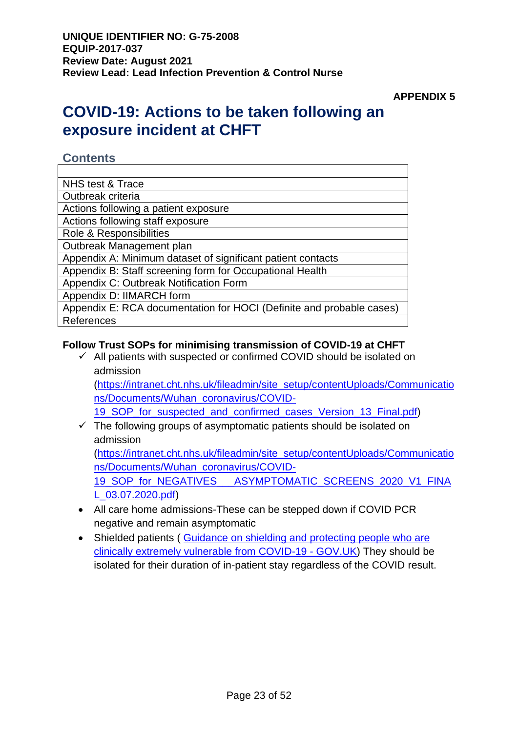**UNIQUE IDENTIFIER NO: G-75-2008**
**EQUIP-2017-037**
**Review Date: August 2021**
**Review Lead: Lead Infection Prevention & Control Nurse**

**APPENDIX 5**

# COVID-19: Actions to be taken following an exposure incident at CHFT

## Contents

| |
|---|
| NHS test & Trace |
| Outbreak criteria |
| Actions following a patient exposure |
| Actions following staff exposure |
| Role & Responsibilities |
| Outbreak Management plan |
| Appendix A: Minimum dataset of significant patient contacts |
| Appendix B: Staff screening form for Occupational Health |
| Appendix C: Outbreak Notification Form |
| Appendix D: IIMARCH form |
| Appendix E: RCA documentation for HOCI (Definite and probable cases) |
| References |

**Follow Trust SOPs for minimising transmission of COVID-19 at CHFT**

- ✓ All patients with suspected or confirmed COVID should be isolated on admission (https://intranet.cht.nhs.uk/fileadmin/site_setup/contentUploads/Communications/Documents/Wuhan_coronavirus/COVID-19_SOP_for_suspected_and_confirmed_cases_Version_13_Final.pdf)
- ✓ The following groups of asymptomatic patients should be isolated on admission (https://intranet.cht.nhs.uk/fileadmin/site_setup/contentUploads/Communications/Documents/Wuhan_coronavirus/COVID-19_SOP_for_NEGATIVES___ASYMPTOMATIC_SCREENS_2020_V1_FINAL_03.07.2020.pdf)
  - All care home admissions-These can be stepped down if COVID PCR negative and remain asymptomatic
  - Shielded patients ( Guidance on shielding and protecting people who are clinically extremely vulnerable from COVID-19 - GOV.UK) They should be isolated for their duration of in-patient stay regardless of the COVID result.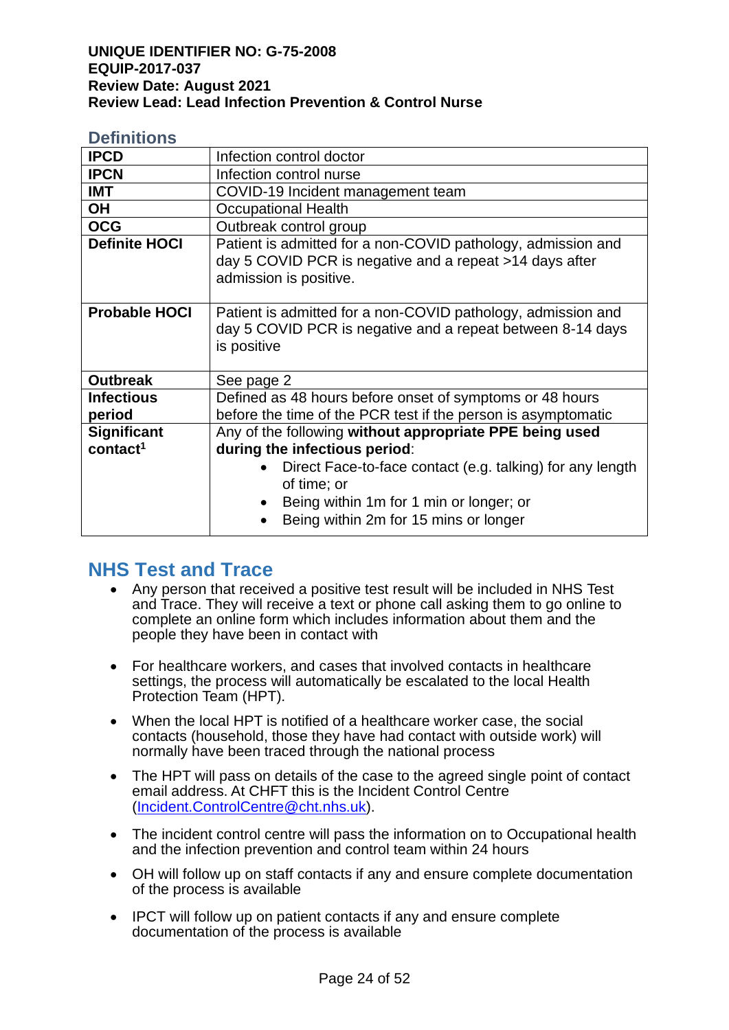**UNIQUE IDENTIFIER NO: G-75-2008**
**EQUIP-2017-037**
**Review Date: August 2021**
**Review Lead: Lead Infection Prevention & Control Nurse**

## Definitions

| | |
|---|---|
| **IPCD** | Infection control doctor |
| **IPCN** | Infection control nurse |
| **IMT** | COVID-19 Incident management team |
| **OH** | Occupational Health |
| **OCG** | Outbreak control group |
| **Definite HOCI** | Patient is admitted for a non-COVID pathology, admission and day 5 COVID PCR is negative and a repeat >14 days after admission is positive. |
| **Probable HOCI** | Patient is admitted for a non-COVID pathology, admission and day 5 COVID PCR is negative and a repeat between 8-14 days is positive |
| **Outbreak** | See page 2 |
| **Infectious period** | Defined as 48 hours before onset of symptoms or 48 hours before the time of the PCR test if the person is asymptomatic |
| **Significant contact[1]** | Any of the following **without appropriate PPE being used during the infectious period**: <br>• Direct Face-to-face contact (e.g. talking) for any length of time; or <br>• Being within 1m for 1 min or longer; or <br>• Being within 2m for 15 mins or longer |

## NHS Test and Trace

- Any person that received a positive test result will be included in NHS Test and Trace. They will receive a text or phone call asking them to go online to complete an online form which includes information about them and the people they have been in contact with

- For healthcare workers, and cases that involved contacts in healthcare settings, the process will automatically be escalated to the local Health Protection Team (HPT).

- When the local HPT is notified of a healthcare worker case, the social contacts (household, those they have had contact with outside work) will normally have been traced through the national process

- The HPT will pass on details of the case to the agreed single point of contact email address. At CHFT this is the Incident Control Centre (Incident.ControlCentre@cht.nhs.uk).

- The incident control centre will pass the information on to Occupational health and the infection prevention and control team within 24 hours

- OH will follow up on staff contacts if any and ensure complete documentation of the process is available

- IPCT will follow up on patient contacts if any and ensure complete documentation of the process is available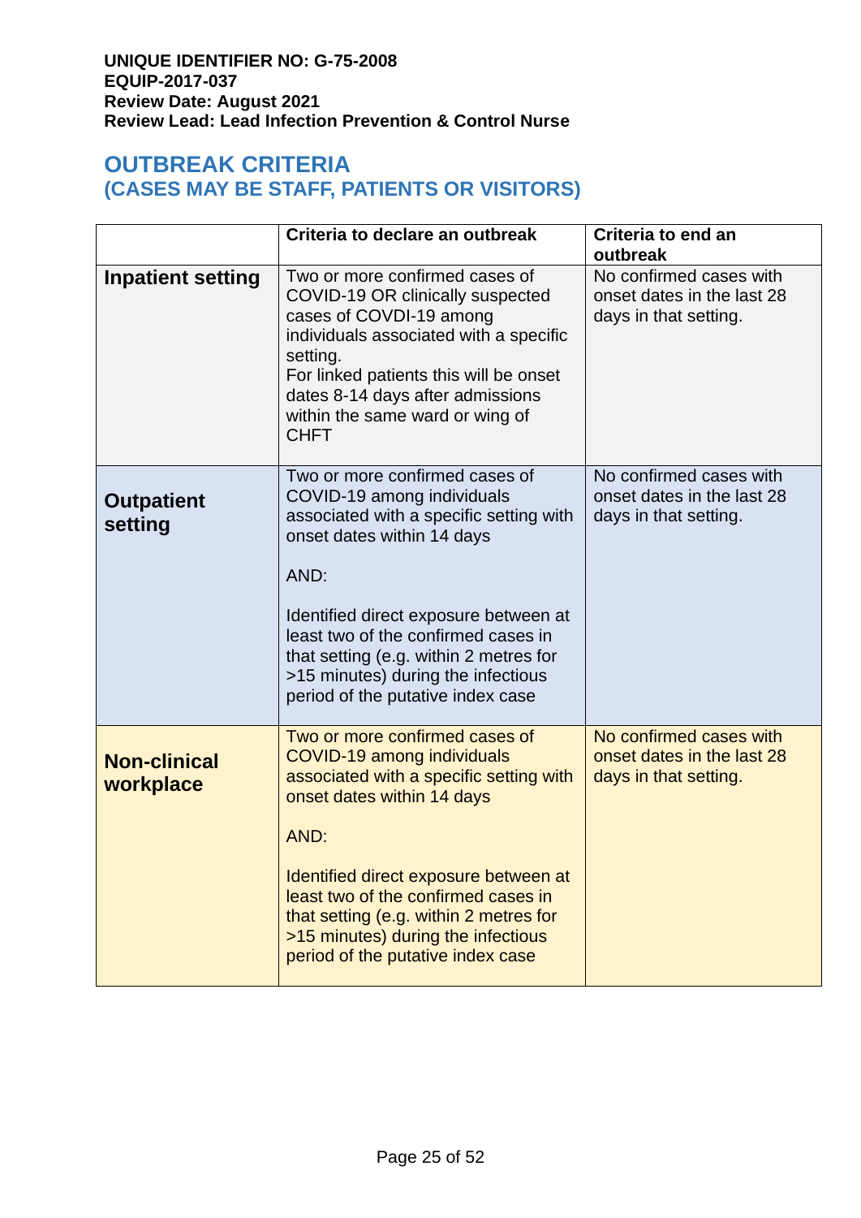UNIQUE IDENTIFIER NO: G-75-2008
EQUIP-2017-037
Review Date: August 2021
Review Lead: Lead Infection Prevention & Control Nurse

## OUTBREAK CRITERIA
### (CASES MAY BE STAFF, PATIENTS OR VISITORS)

| | Criteria to declare an outbreak | Criteria to end an outbreak |
|---|---|---|
| **Inpatient setting** | Two or more confirmed cases of COVID-19 OR clinically suspected cases of COVDI-19 among individuals associated with a specific setting.<br>For linked patients this will be onset dates 8-14 days after admissions within the same ward or wing of CHFT | No confirmed cases with onset dates in the last 28 days in that setting. |
| **Outpatient setting** | Two or more confirmed cases of COVID-19 among individuals associated with a specific setting with onset dates within 14 days<br><br>AND:<br><br>Identified direct exposure between at least two of the confirmed cases in that setting (e.g. within 2 metres for >15 minutes) during the infectious period of the putative index case | No confirmed cases with onset dates in the last 28 days in that setting. |
| **Non-clinical workplace** | Two or more confirmed cases of COVID-19 among individuals associated with a specific setting with onset dates within 14 days<br><br>AND:<br><br>Identified direct exposure between at least two of the confirmed cases in that setting (e.g. within 2 metres for >15 minutes) during the infectious period of the putative index case | No confirmed cases with onset dates in the last 28 days in that setting. |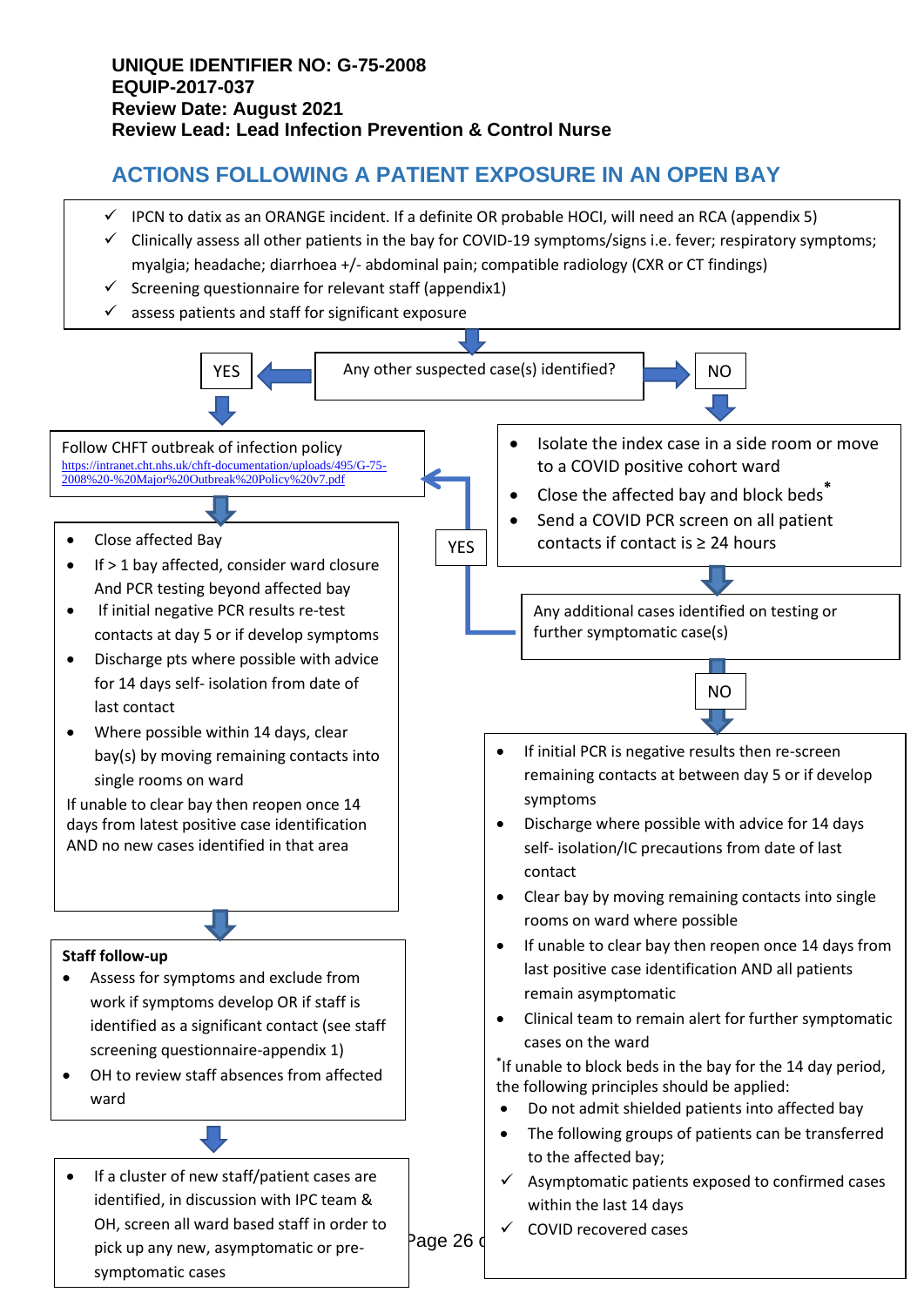**UNIQUE IDENTIFIER NO: G-75-2008**
**EQUIP-2017-037**
**Review Date: August 2021**
**Review Lead: Lead Infection Prevention & Control Nurse**

## ACTIONS FOLLOWING A PATIENT EXPOSURE IN AN OPEN BAY

- ✓ IPCN to datix as an ORANGE incident. If a definite OR probable HOCI, will need an RCA (appendix 5)
- ✓ Clinically assess all other patients in the bay for COVID-19 symptoms/signs i.e. fever; respiratory symptoms; myalgia; headache; diarrhoea +/- abdominal pain; compatible radiology (CXR or CT findings)
- ✓ Screening questionnaire for relevant staff (appendix1)
- ✓ assess patients and staff for significant exposure

**Any other suspected case(s) identified?**

**YES →**

Follow CHFT outbreak of infection policy
https://intranet.cht.nhs.uk/chft-documentation/uploads/495/G-75-2008%20-%20Major%20Outbreak%20Policy%20v7.pdf

- Close affected Bay
- If > 1 bay affected, consider ward closure And PCR testing beyond affected bay
- If initial negative PCR results re-test contacts at day 5 or if develop symptoms
- Discharge pts where possible with advice for 14 days self- isolation from date of last contact
- Where possible within 14 days, clear bay(s) by moving remaining contacts into single rooms on ward

If unable to clear bay then reopen once 14 days from latest positive case identification AND no new cases identified in that area

**Staff follow-up**

- Assess for symptoms and exclude from work if symptoms develop OR if staff is identified as a significant contact (see staff screening questionnaire-appendix 1)
- OH to review staff absences from affected ward

- If a cluster of new staff/patient cases are identified, in discussion with IPC team & OH, screen all ward based staff in order to pick up any new, asymptomatic or pre-symptomatic cases

**NO →**

- Isolate the index case in a side room or move to a COVID positive cohort ward
- Close the affected bay and block beds*
- Send a COVID PCR screen on all patient contacts if contact is ≥ 24 hours

**Any additional cases identified on testing or further symptomatic case(s)**

- YES → Follow CHFT outbreak of infection policy (above)
- NO ↓

- If initial PCR is negative results then re-screen remaining contacts at between day 5 or if develop symptoms
- Discharge where possible with advice for 14 days self- isolation/IC precautions from date of last contact
- Clear bay by moving remaining contacts into single rooms on ward where possible
- If unable to clear bay then reopen once 14 days from last positive case identification AND all patients remain asymptomatic
- Clinical team to remain alert for further symptomatic cases on the ward

*If unable to block beds in the bay for the 14 day period, the following principles should be applied:

- Do not admit shielded patients into affected bay
- The following groups of patients can be transferred to the affected bay;
  - ✓ Asymptomatic patients exposed to confirmed cases within the last 14 days
  - ✓ COVID recovered cases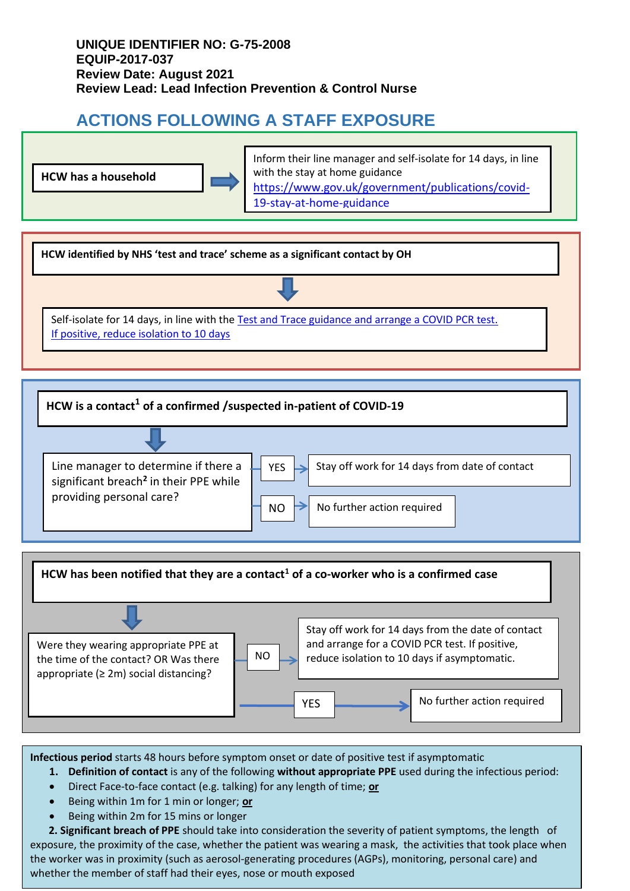**UNIQUE IDENTIFIER NO: G-75-2008**
**EQUIP-2017-037**
**Review Date: August 2021**
**Review Lead: Lead Infection Prevention & Control Nurse**

## ACTIONS FOLLOWING A STAFF EXPOSURE

**HCW has a household** → Inform their line manager and self-isolate for 14 days, in line with the stay at home guidance https://www.gov.uk/government/publications/covid-19-stay-at-home-guidance

---

**HCW identified by NHS 'test and trace' scheme as a significant contact by OH**

↓

Self-isolate for 14 days, in line with the Test and Trace guidance and arrange a COVID PCR test. If positive, reduce isolation to 10 days

---

**HCW is a contact[1] of a confirmed /suspected in-patient of COVID-19**

↓

Line manager to determine if there a significant breach[2] in their PPE while providing personal care?

- YES → Stay off work for 14 days from date of contact
- NO → No further action required

---

**HCW has been notified that they are a contact[1] of a co-worker who is a confirmed case**

↓

Were they wearing appropriate PPE at the time of the contact? OR Was there appropriate (≥ 2m) social distancing?

- NO → Stay off work for 14 days from the date of contact and arrange for a COVID PCR test. If positive, reduce isolation to 10 days if asymptomatic.
- YES → No further action required

---

**Infectious period** starts 48 hours before symptom onset or date of positive test if asymptomatic

1. **Definition of contact** is any of the following **without appropriate PPE** used during the infectious period:

- Direct Face-to-face contact (e.g. talking) for any length of time; **or**
- Being within 1m for 1 min or longer; **or**
- Being within 2m for 15 mins or longer

2. **Significant breach of PPE** should take into consideration the severity of patient symptoms, the length of exposure, the proximity of the case, whether the patient was wearing a mask, the activities that took place when the worker was in proximity (such as aerosol-generating procedures (AGPs), monitoring, personal care) and whether the member of staff had their eyes, nose or mouth exposed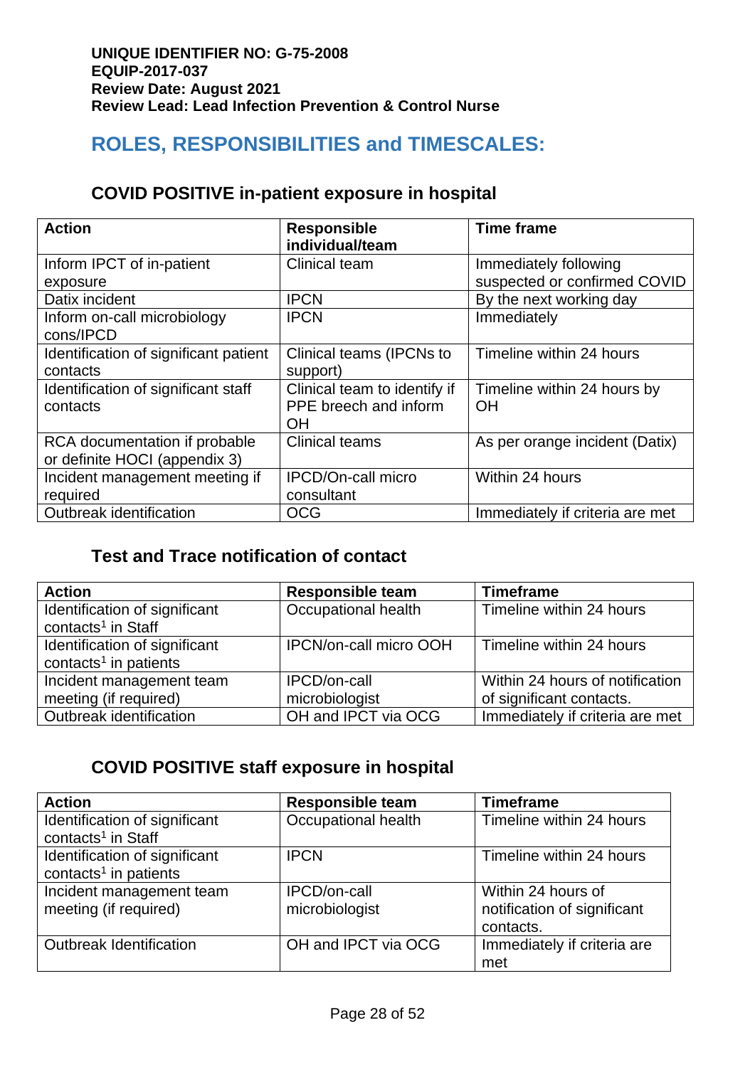**UNIQUE IDENTIFIER NO: G-75-2008**
**EQUIP-2017-037**
**Review Date: August 2021**
**Review Lead: Lead Infection Prevention & Control Nurse**

## ROLES, RESPONSIBILITIES and TIMESCALES:

### COVID POSITIVE in-patient exposure in hospital

| Action | Responsible individual/team | Time frame |
|---|---|---|
| Inform IPCT of in-patient exposure | Clinical team | Immediately following suspected or confirmed COVID |
| Datix incident | IPCN | By the next working day |
| Inform on-call microbiology cons/IPCD | IPCN | Immediately |
| Identification of significant patient contacts | Clinical teams (IPCNs to support) | Timeline within 24 hours |
| Identification of significant staff contacts | Clinical team to identify if PPE breech and inform OH | Timeline within 24 hours by OH |
| RCA documentation if probable or definite HOCI (appendix 3) | Clinical teams | As per orange incident (Datix) |
| Incident management meeting if required | IPCD/On-call micro consultant | Within 24 hours |
| Outbreak identification | OCG | Immediately if criteria are met |

### Test and Trace notification of contact

| Action | Responsible team | Timeframe |
|---|---|---|
| Identification of significant contacts[1] in Staff | Occupational health | Timeline within 24 hours |
| Identification of significant contacts[1] in patients | IPCN/on-call micro OOH | Timeline within 24 hours |
| Incident management team meeting (if required) | IPCD/on-call microbiologist | Within 24 hours of notification of significant contacts. |
| Outbreak identification | OH and IPCT via OCG | Immediately if criteria are met |

### COVID POSITIVE staff exposure in hospital

| Action | Responsible team | Timeframe |
|---|---|---|
| Identification of significant contacts[1] in Staff | Occupational health | Timeline within 24 hours |
| Identification of significant contacts[1] in patients | IPCN | Timeline within 24 hours |
| Incident management team meeting (if required) | IPCD/on-call microbiologist | Within 24 hours of notification of significant contacts. |
| Outbreak Identification | OH and IPCT via OCG | Immediately if criteria are met |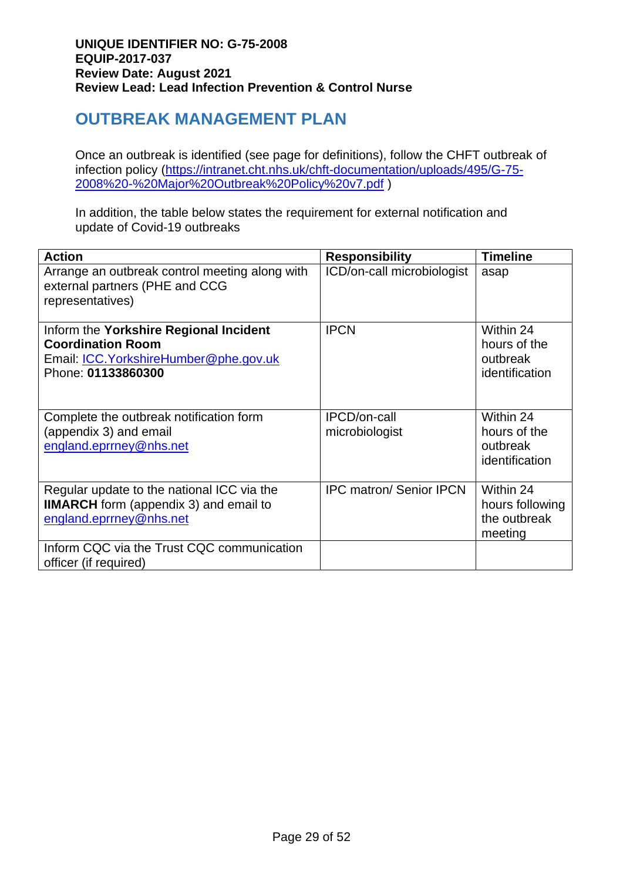**UNIQUE IDENTIFIER NO: G-75-2008**
**EQUIP-2017-037**
**Review Date: August 2021**
**Review Lead: Lead Infection Prevention & Control Nurse**

## OUTBREAK MANAGEMENT PLAN

Once an outbreak is identified (see page for definitions), follow the CHFT outbreak of infection policy (https://intranet.cht.nhs.uk/chft-documentation/uploads/495/G-75-2008%20-%20Major%20Outbreak%20Policy%20v7.pdf )

In addition, the table below states the requirement for external notification and update of Covid-19 outbreaks

| Action | Responsibility | Timeline |
|---|---|---|
| Arrange an outbreak control meeting along with external partners (PHE and CCG representatives) | ICD/on-call microbiologist | asap |
| Inform the **Yorkshire Regional Incident Coordination Room** Email: ICC.YorkshireHumber@phe.gov.uk Phone: **01133860300** | IPCN | Within 24 hours of the outbreak identification |
| Complete the outbreak notification form (appendix 3) and email england.eprrney@nhs.net | IPCD/on-call microbiologist | Within 24 hours of the outbreak identification |
| Regular update to the national ICC via the **IIMARCH** form (appendix 3) and email to england.eprrney@nhs.net | IPC matron/ Senior IPCN | Within 24 hours following the outbreak meeting |
| Inform CQC via the Trust CQC communication officer (if required) | | |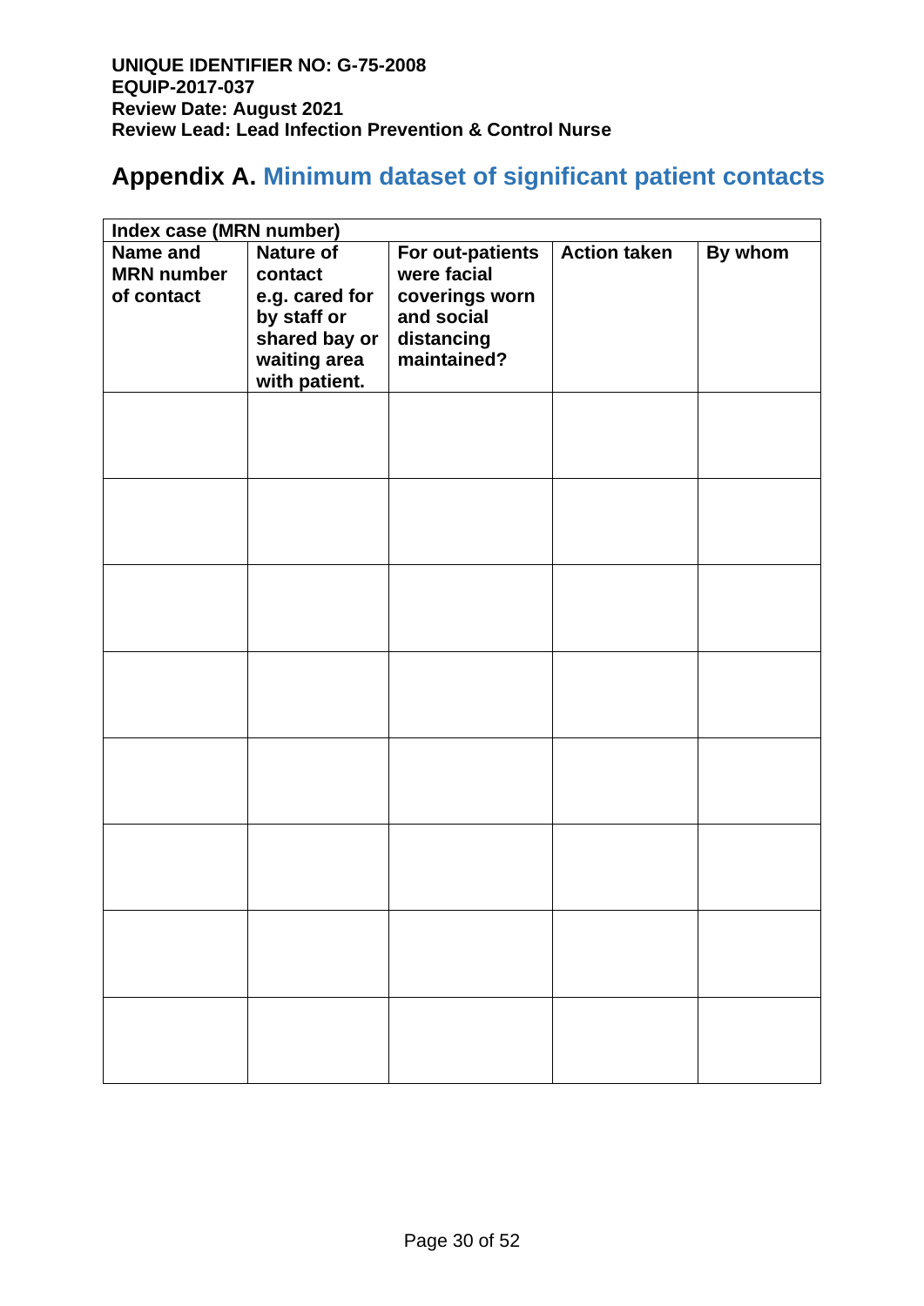## Appendix A. Minimum dataset of significant patient contacts

| Index case (MRN number) | | | | |
|---|---|---|---|---|
| **Name and MRN number of contact** | **Nature of contact e.g. cared for by staff or shared bay or waiting area with patient.** | **For out-patients were facial coverings worn and social distancing maintained?** | **Action taken** | **By whom** |
| | | | | |
| | | | | |
| | | | | |
| | | | | |
| | | | | |
| | | | | |
| | | | | |
| | | | | |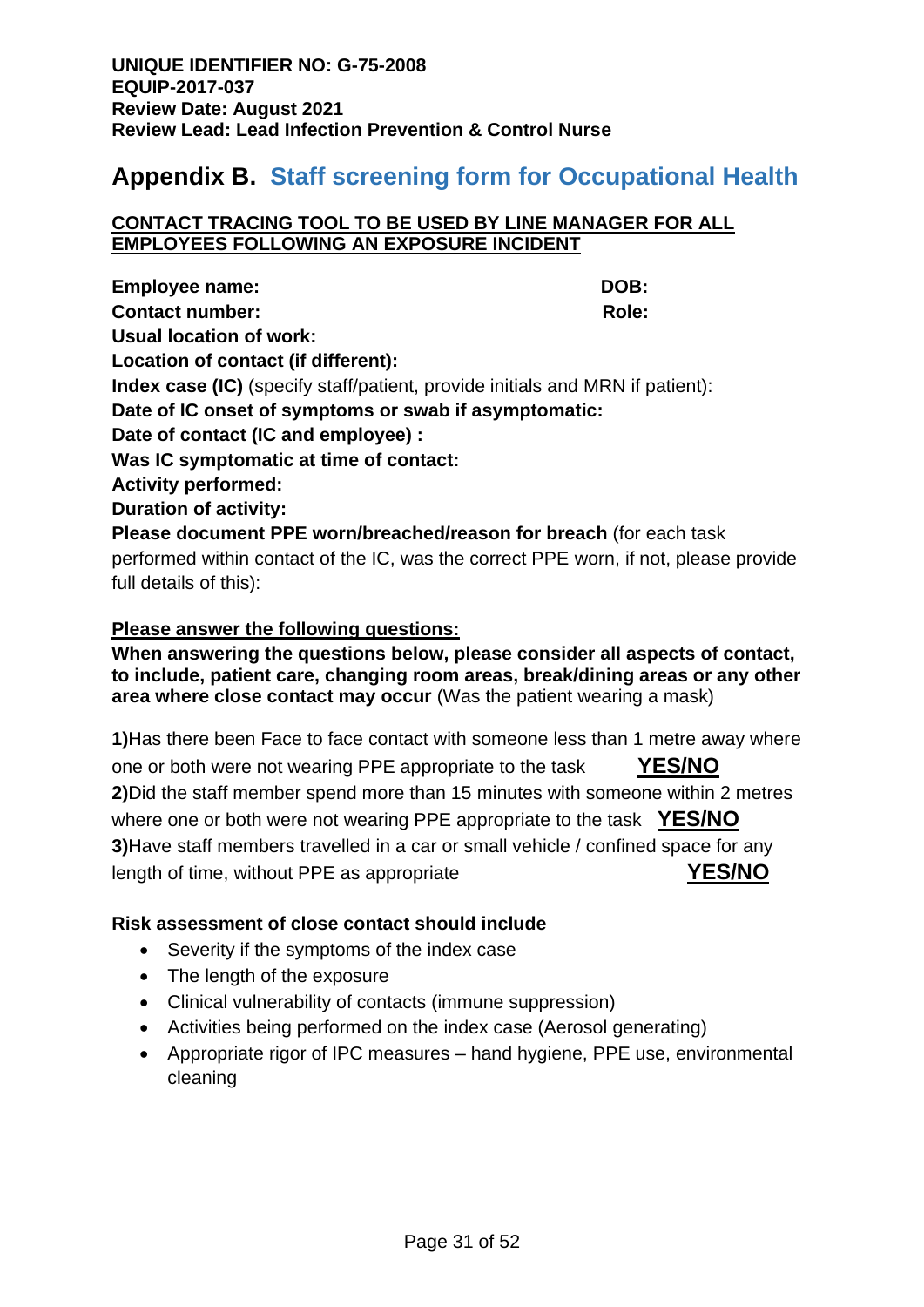**UNIQUE IDENTIFIER NO: G-75-2008**
**EQUIP-2017-037**
**Review Date: August 2021**
**Review Lead: Lead Infection Prevention & Control Nurse**

## Appendix B. Staff screening form for Occupational Health

**CONTACT TRACING TOOL TO BE USED BY LINE MANAGER FOR ALL EMPLOYEES FOLLOWING AN EXPOSURE INCIDENT**

**Employee name:** **DOB:**
**Contact number:** **Role:**
**Usual location of work:**
**Location of contact (if different):**
**Index case (IC)** (specify staff/patient, provide initials and MRN if patient):
**Date of IC onset of symptoms or swab if asymptomatic:**
**Date of contact (IC and employee) :**
**Was IC symptomatic at time of contact:**
**Activity performed:**
**Duration of activity:**
**Please document PPE worn/breached/reason for breach** (for each task performed within contact of the IC, was the correct PPE worn, if not, please provide full details of this):

**Please answer the following questions:**

**When answering the questions below, please consider all aspects of contact, to include, patient care, changing room areas, break/dining areas or any other area where close contact may occur** (Was the patient wearing a mask)

**1)** Has there been Face to face contact with someone less than 1 metre away where one or both were not wearing PPE appropriate to the task **YES/NO**
**2)** Did the staff member spend more than 15 minutes with someone within 2 metres where one or both were not wearing PPE appropriate to the task **YES/NO**
**3)** Have staff members travelled in a car or small vehicle / confined space for any length of time, without PPE as appropriate **YES/NO**

**Risk assessment of close contact should include**

- Severity if the symptoms of the index case
- The length of the exposure
- Clinical vulnerability of contacts (immune suppression)
- Activities being performed on the index case (Aerosol generating)
- Appropriate rigor of IPC measures – hand hygiene, PPE use, environmental cleaning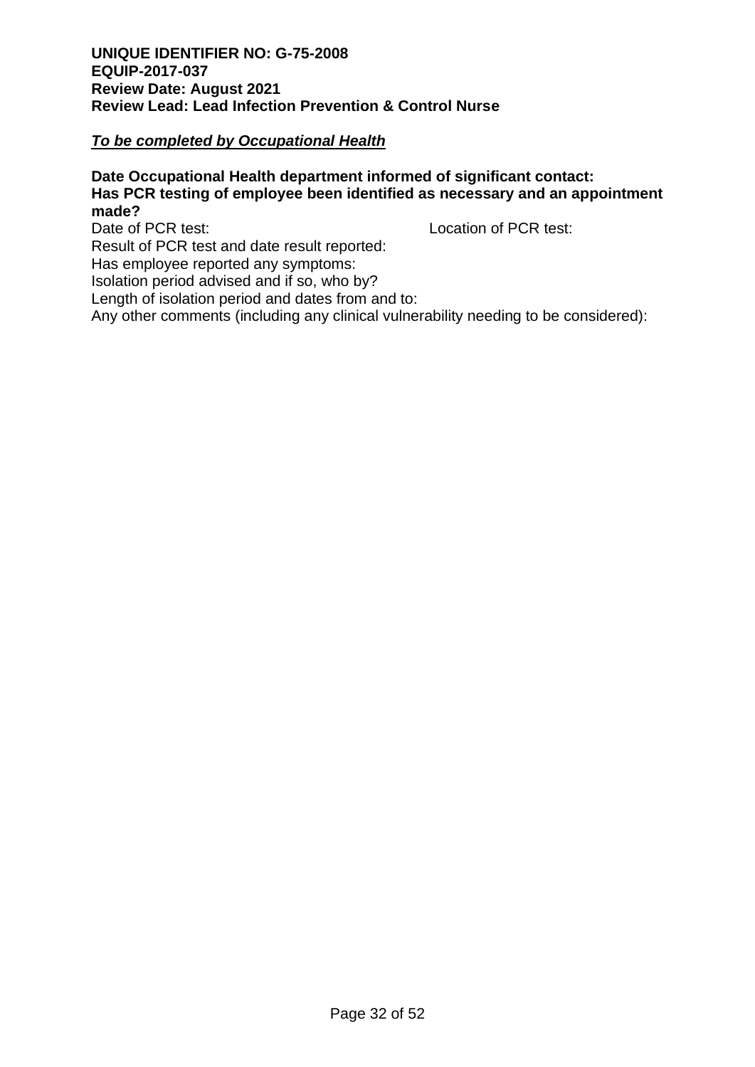**UNIQUE IDENTIFIER NO: G-75-2008**
**EQUIP-2017-037**
**Review Date: August 2021**
**Review Lead: Lead Infection Prevention & Control Nurse**

***To be completed by Occupational Health***

**Date Occupational Health department informed of significant contact:**
**Has PCR testing of employee been identified as necessary and an appointment made?**

Date of PCR test: Location of PCR test:

Result of PCR test and date result reported:

Has employee reported any symptoms:

Isolation period advised and if so, who by?

Length of isolation period and dates from and to:

Any other comments (including any clinical vulnerability needing to be considered):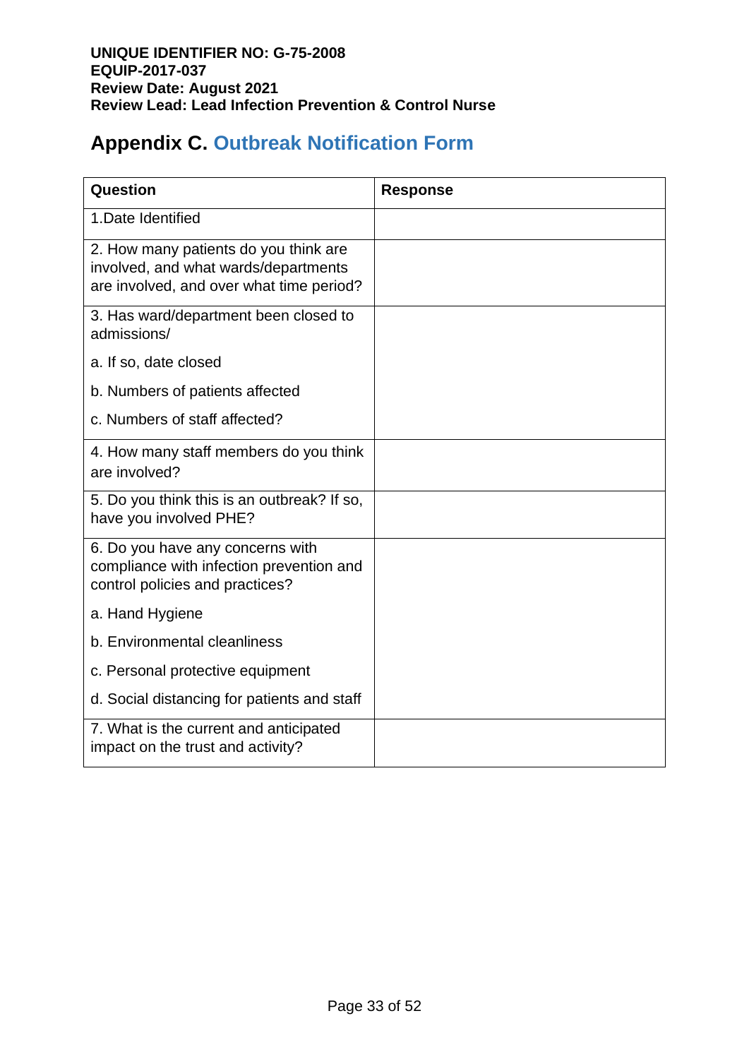**UNIQUE IDENTIFIER NO: G-75-2008**
**EQUIP-2017-037**
**Review Date: August 2021**
**Review Lead: Lead Infection Prevention & Control Nurse**

## Appendix C. Outbreak Notification Form

| Question | Response |
|---|---|
| 1.Date Identified | |
| 2. How many patients do you think are involved, and what wards/departments are involved, and over what time period? | |
| 3. Has ward/department been closed to admissions/<br>a. If so, date closed<br>b. Numbers of patients affected<br>c. Numbers of staff affected? | |
| 4. How many staff members do you think are involved? | |
| 5. Do you think this is an outbreak? If so, have you involved PHE? | |
| 6. Do you have any concerns with compliance with infection prevention and control policies and practices?<br>a. Hand Hygiene<br>b. Environmental cleanliness<br>c. Personal protective equipment<br>d. Social distancing for patients and staff | |
| 7. What is the current and anticipated impact on the trust and activity? | |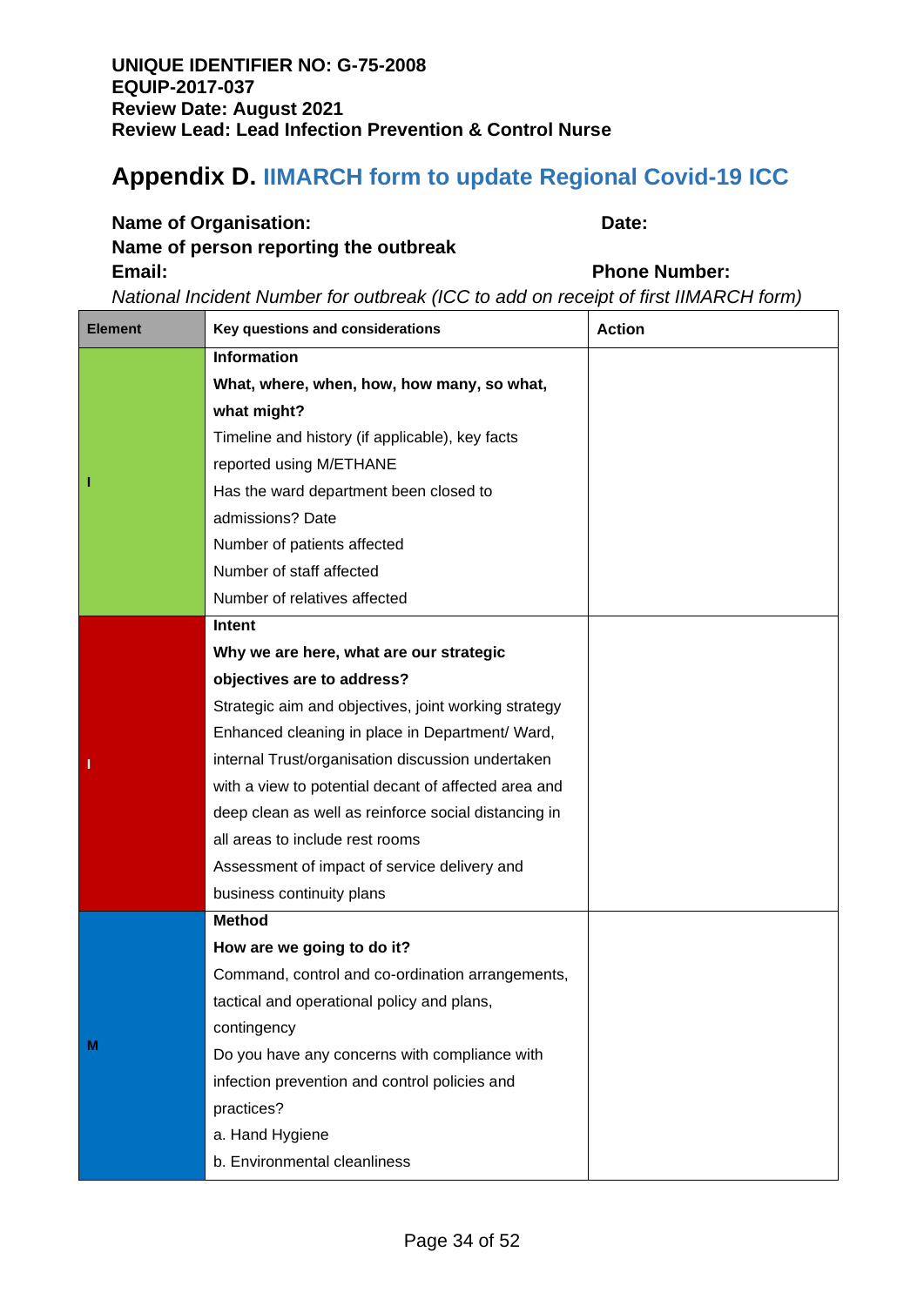**UNIQUE IDENTIFIER NO: G-75-2008**
**EQUIP-2017-037**
**Review Date: August 2021**
**Review Lead: Lead Infection Prevention & Control Nurse**

# Appendix D. IIMARCH form to update Regional Covid-19 ICC

**Name of Organisation:** **Date:**
**Name of person reporting the outbreak**
**Email:** **Phone Number:**

*National Incident Number for outbreak (ICC to add on receipt of first IIMARCH form)*

| Element | Key questions and considerations | Action |
|---|---|---|
| I | **Information**<br>**What, where, when, how, how many, so what, what might?**<br>Timeline and history (if applicable), key facts reported using M/ETHANE<br>Has the ward department been closed to admissions? Date<br>Number of patients affected<br>Number of staff affected<br>Number of relatives affected | |
| I | **Intent**<br>**Why we are here, what are our strategic objectives are to address?**<br>Strategic aim and objectives, joint working strategy<br>Enhanced cleaning in place in Department/ Ward, internal Trust/organisation discussion undertaken with a view to potential decant of affected area and deep clean as well as reinforce social distancing in all areas to include rest rooms<br>Assessment of impact of service delivery and business continuity plans | |
| M | **Method**<br>**How are we going to do it?**<br>Command, control and co-ordination arrangements, tactical and operational policy and plans, contingency<br>Do you have any concerns with compliance with infection prevention and control policies and practices?<br>a. Hand Hygiene<br>b. Environmental cleanliness | |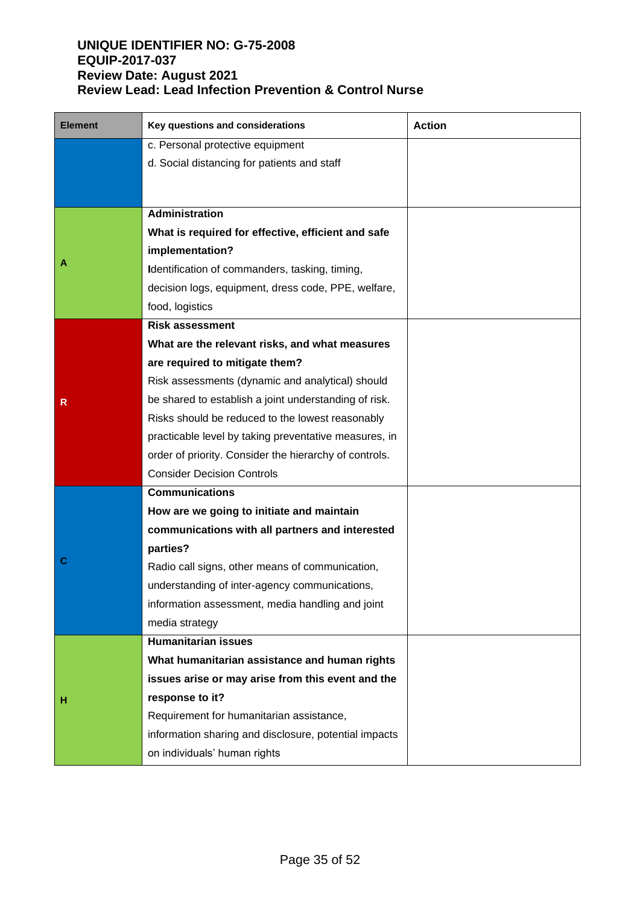**UNIQUE IDENTIFIER NO: G-75-2008**
**EQUIP-2017-037**
**Review Date: August 2021**
**Review Lead: Lead Infection Prevention & Control Nurse**

| Element | Key questions and considerations | Action |
|---|---|---|
| | c. Personal protective equipment<br>d. Social distancing for patients and staff | |
| A | **Administration**<br>**What is required for effective, efficient and safe implementation?**<br>Identification of commanders, tasking, timing, decision logs, equipment, dress code, PPE, welfare, food, logistics | |
| R | **Risk assessment**<br>**What are the relevant risks, and what measures are required to mitigate them?**<br>Risk assessments (dynamic and analytical) should be shared to establish a joint understanding of risk. Risks should be reduced to the lowest reasonably practicable level by taking preventative measures, in order of priority. Consider the hierarchy of controls. Consider Decision Controls | |
| C | **Communications**<br>**How are we going to initiate and maintain communications with all partners and interested parties?**<br>Radio call signs, other means of communication, understanding of inter-agency communications, information assessment, media handling and joint media strategy | |
| H | **Humanitarian issues**<br>**What humanitarian assistance and human rights issues arise or may arise from this event and the response to it?**<br>Requirement for humanitarian assistance, information sharing and disclosure, potential impacts on individuals' human rights | |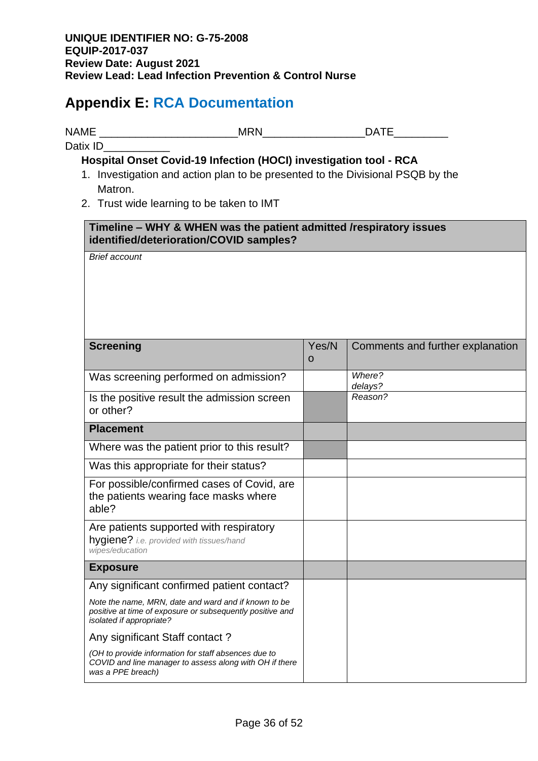**UNIQUE IDENTIFIER NO: G-75-2008**
**EQUIP-2017-037**
**Review Date: August 2021**
**Review Lead: Lead Infection Prevention & Control Nurse**

## Appendix E: RCA Documentation

NAME ______________________MRN________________DATE_________
Datix ID___________

**Hospital Onset Covid-19 Infection (HOCI) investigation tool - RCA**

1. Investigation and action plan to be presented to the Divisional PSQB by the Matron.
2. Trust wide learning to be taken to IMT

| **Timeline – WHY & WHEN was the patient admitted /respiratory issues identified/deterioration/COVID samples?** | | |
|---|---|---|
| *Brief account* | | |
| **Screening** | Yes/No | Comments and further explanation |
| Was screening performed on admission? | | *Where? delays?* |
| Is the positive result the admission screen or other? | | *Reason?* |
| **Placement** | | |
| Where was the patient prior to this result? | | |
| Was this appropriate for their status? | | |
| For possible/confirmed cases of Covid, are the patients wearing face masks where able? | | |
| Are patients supported with respiratory hygiene? *i.e. provided with tissues/hand wipes/education* | | |
| **Exposure** | | |
| Any significant confirmed patient contact? *Note the name, MRN, date and ward and if known to be positive at time of exposure or subsequently positive and isolated if appropriate?* Any significant Staff contact ? *(OH to provide information for staff absences due to COVID and line manager to assess along with OH if there was a PPE breach)* | | |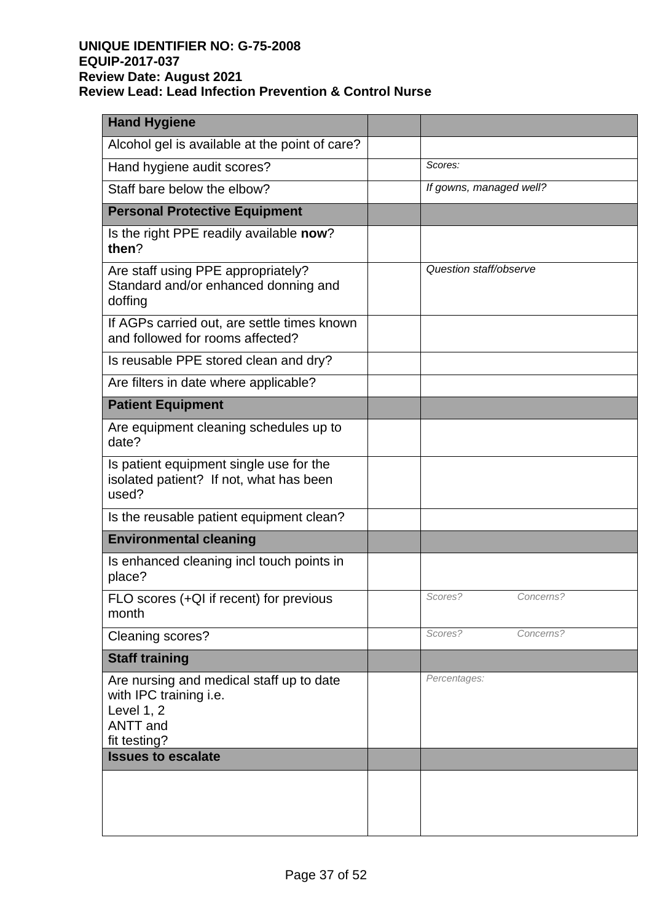**UNIQUE IDENTIFIER NO: G-75-2008**
**EQUIP-2017-037**
**Review Date: August 2021**
**Review Lead: Lead Infection Prevention & Control Nurse**

| **Hand Hygiene** | | |
|---|---|---|
| Alcohol gel is available at the point of care? | | |
| Hand hygiene audit scores? | | *Scores:* |
| Staff bare below the elbow? | | *If gowns, managed well?* |
| **Personal Protective Equipment** | | |
| Is the right PPE readily available **now**? **then**? | | |
| Are staff using PPE appropriately? Standard and/or enhanced donning and doffing | | *Question staff/observe* |
| If AGPs carried out, are settle times known and followed for rooms affected? | | |
| Is reusable PPE stored clean and dry? | | |
| Are filters in date where applicable? | | |
| **Patient Equipment** | | |
| Are equipment cleaning schedules up to date? | | |
| Is patient equipment single use for the isolated patient? If not, what has been used? | | |
| Is the reusable patient equipment clean? | | |
| **Environmental cleaning** | | |
| Is enhanced cleaning incl touch points in place? | | |
| FLO scores (+QI if recent) for previous month | | *Scores? Concerns?* |
| Cleaning scores? | | *Scores? Concerns?* |
| **Staff training** | | |
| Are nursing and medical staff up to date with IPC training i.e. Level 1, 2 ANTT and fit testing? | | *Percentages:* |
| **Issues to escalate** | | |
| | | |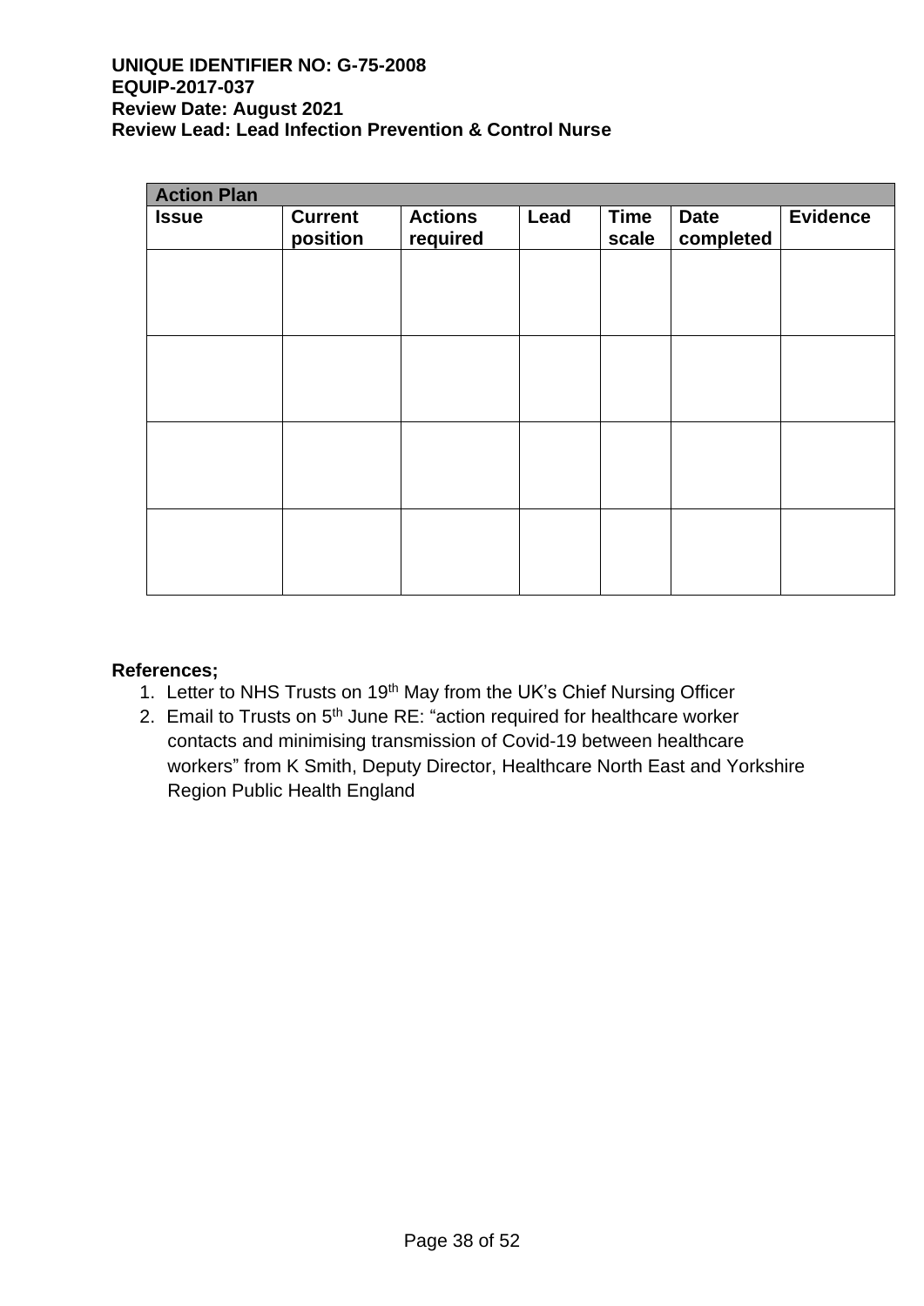| Action Plan | | | | | | |
|---|---|---|---|---|---|---|
| **Issue** | **Current position** | **Actions required** | **Lead** | **Time scale** | **Date completed** | **Evidence** |
| | | | | | | |
| | | | | | | |
| | | | | | | |
| | | | | | | |

**References;**

1. Letter to NHS Trusts on 19th May from the UK's Chief Nursing Officer
2. Email to Trusts on 5th June RE: "action required for healthcare worker contacts and minimising transmission of Covid-19 between healthcare workers" from K Smith, Deputy Director, Healthcare North East and Yorkshire Region Public Health England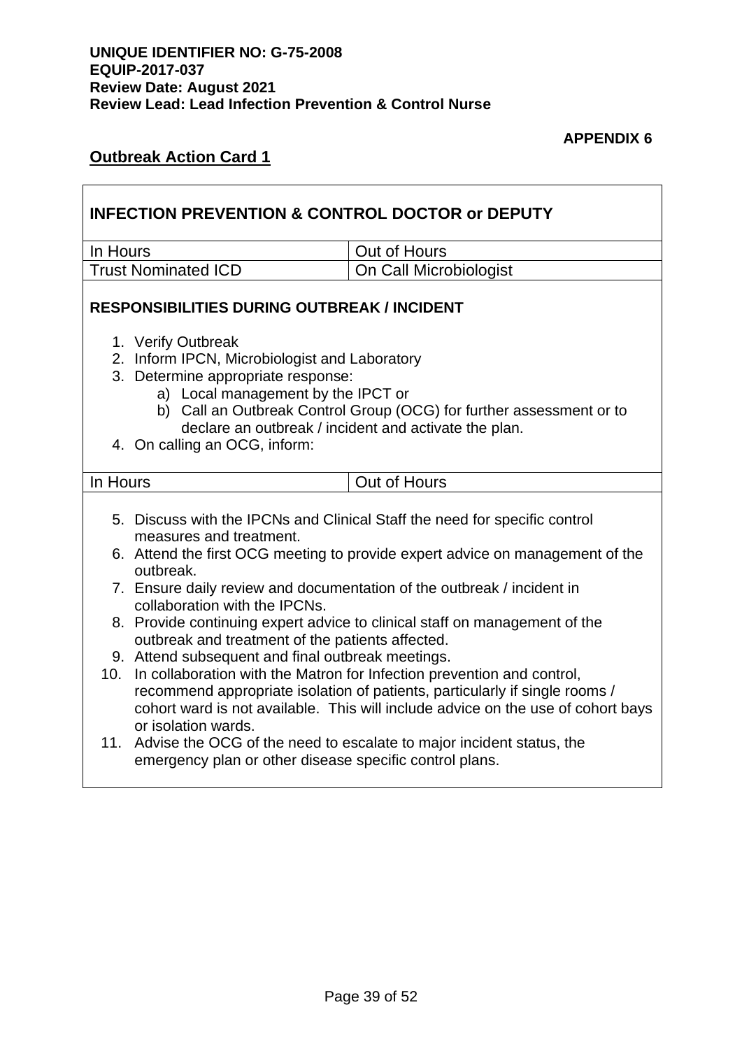**UNIQUE IDENTIFIER NO: G-75-2008**
**EQUIP-2017-037**
**Review Date: August 2021**
**Review Lead: Lead Infection Prevention & Control Nurse**

**APPENDIX 6**

## Outbreak Action Card 1

### INFECTION PREVENTION & CONTROL DOCTOR or DEPUTY

| In Hours | Out of Hours |
|---|---|
| Trust Nominated ICD | On Call Microbiologist |

**RESPONSIBILITIES DURING OUTBREAK / INCIDENT**

1. Verify Outbreak
2. Inform IPCN, Microbiologist and Laboratory
3. Determine appropriate response:
   a) Local management by the IPCT or
   b) Call an Outbreak Control Group (OCG) for further assessment or to declare an outbreak / incident and activate the plan.
4. On calling an OCG, inform:

| In Hours | Out of Hours |
|---|---|

5. Discuss with the IPCNs and Clinical Staff the need for specific control measures and treatment.
6. Attend the first OCG meeting to provide expert advice on management of the outbreak.
7. Ensure daily review and documentation of the outbreak / incident in collaboration with the IPCNs.
8. Provide continuing expert advice to clinical staff on management of the outbreak and treatment of the patients affected.
9. Attend subsequent and final outbreak meetings.
10. In collaboration with the Matron for Infection prevention and control, recommend appropriate isolation of patients, particularly if single rooms / cohort ward is not available. This will include advice on the use of cohort bays or isolation wards.
11. Advise the OCG of the need to escalate to major incident status, the emergency plan or other disease specific control plans.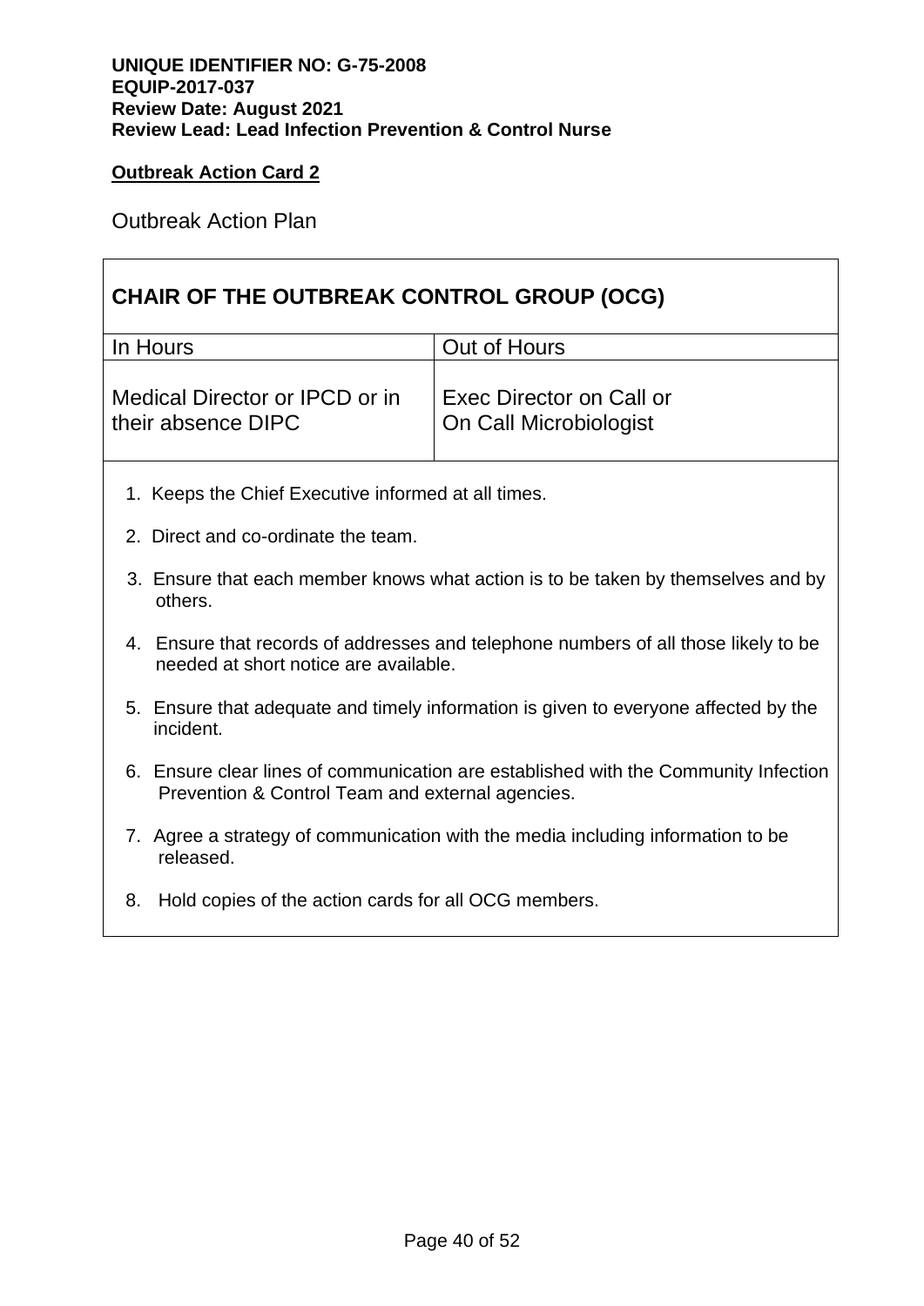**UNIQUE IDENTIFIER NO: G-75-2008**
**EQUIP-2017-037**
**Review Date: August 2021**
**Review Lead: Lead Infection Prevention & Control Nurse**

**Outbreak Action Card 2**

Outbreak Action Plan

## CHAIR OF THE OUTBREAK CONTROL GROUP (OCG)

| In Hours | Out of Hours |
|---|---|
| Medical Director or IPCD or in their absence DIPC | Exec Director on Call or On Call Microbiologist |

1. Keeps the Chief Executive informed at all times.
2. Direct and co-ordinate the team.
3. Ensure that each member knows what action is to be taken by themselves and by others.
4. Ensure that records of addresses and telephone numbers of all those likely to be needed at short notice are available.
5. Ensure that adequate and timely information is given to everyone affected by the incident.
6. Ensure clear lines of communication are established with the Community Infection Prevention & Control Team and external agencies.
7. Agree a strategy of communication with the media including information to be released.
8. Hold copies of the action cards for all OCG members.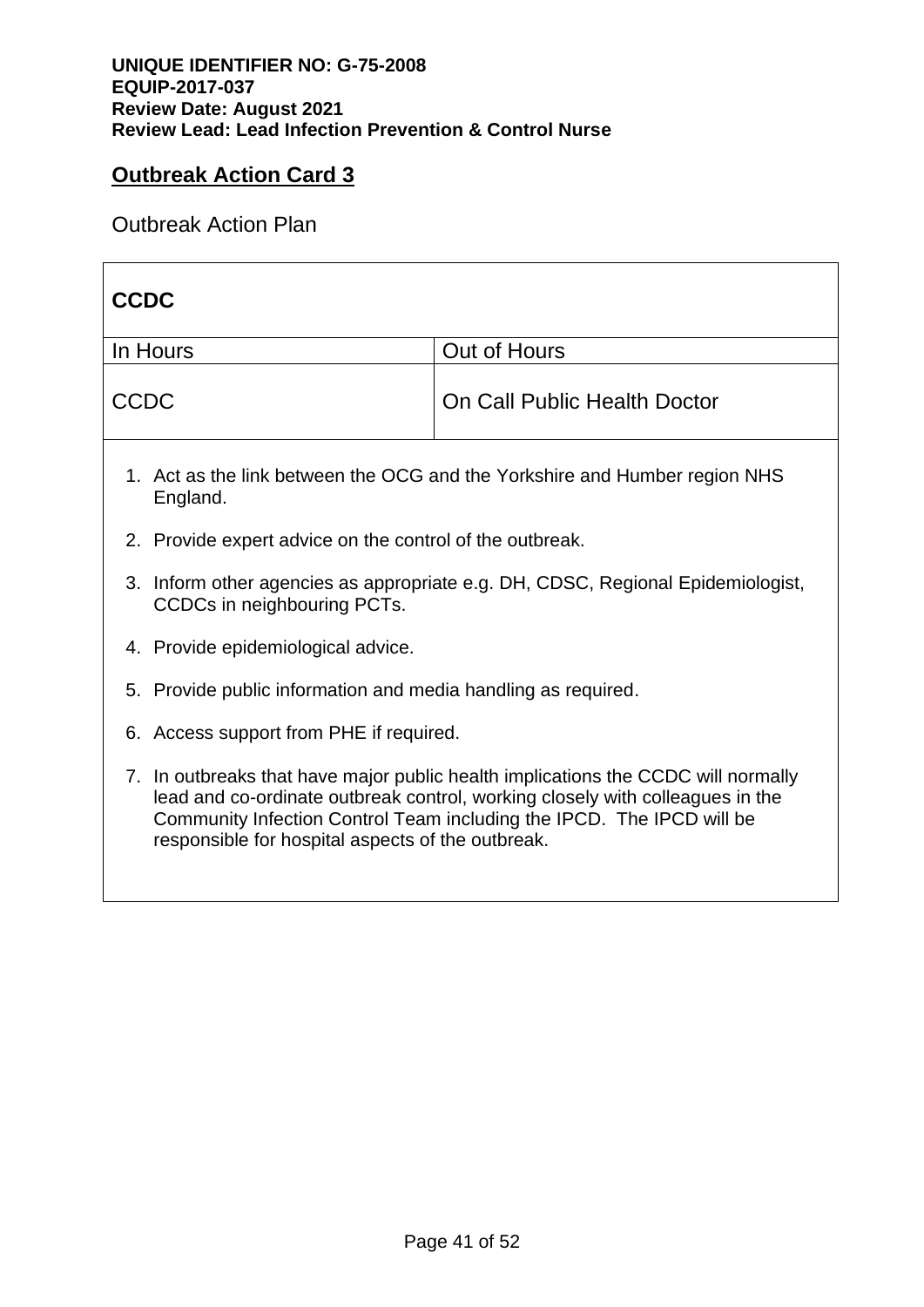**UNIQUE IDENTIFIER NO: G-75-2008**
**EQUIP-2017-037**
**Review Date: August 2021**
**Review Lead: Lead Infection Prevention & Control Nurse**

## Outbreak Action Card 3

Outbreak Action Plan

| **CCDC** | |
|---|---|
| In Hours | Out of Hours |
| CCDC | On Call Public Health Doctor |

1. Act as the link between the OCG and the Yorkshire and Humber region NHS England.
2. Provide expert advice on the control of the outbreak.
3. Inform other agencies as appropriate e.g. DH, CDSC, Regional Epidemiologist, CCDCs in neighbouring PCTs.
4. Provide epidemiological advice.
5. Provide public information and media handling as required.
6. Access support from PHE if required.
7. In outbreaks that have major public health implications the CCDC will normally lead and co-ordinate outbreak control, working closely with colleagues in the Community Infection Control Team including the IPCD. The IPCD will be responsible for hospital aspects of the outbreak.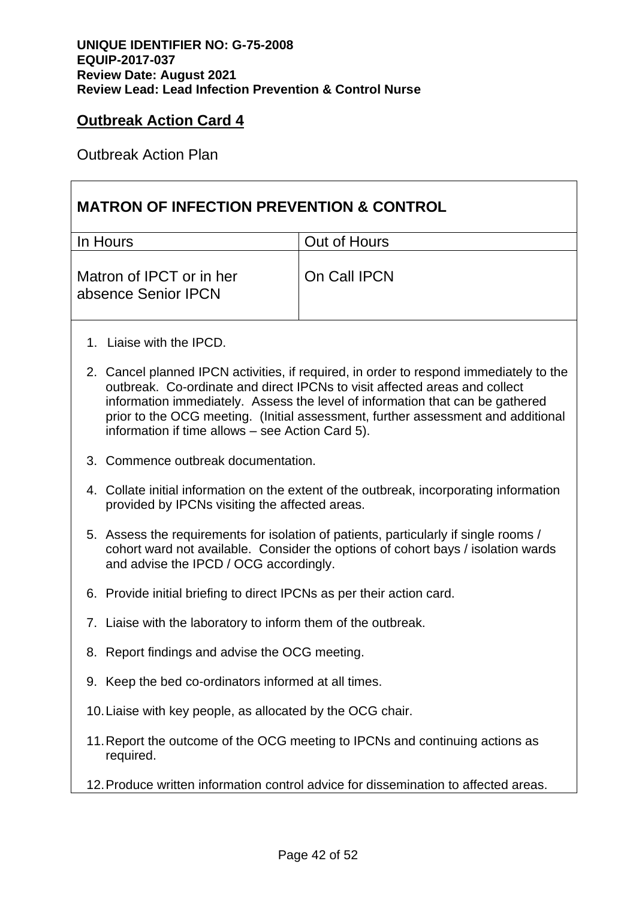**UNIQUE IDENTIFIER NO: G-75-2008**
**EQUIP-2017-037**
**Review Date: August 2021**
**Review Lead: Lead Infection Prevention & Control Nurse**

## Outbreak Action Card 4

Outbreak Action Plan

### MATRON OF INFECTION PREVENTION & CONTROL

| In Hours | Out of Hours |
|---|---|
| Matron of IPCT or in her absence Senior IPCN | On Call IPCN |

1. Liaise with the IPCD.
2. Cancel planned IPCN activities, if required, in order to respond immediately to the outbreak. Co-ordinate and direct IPCNs to visit affected areas and collect information immediately. Assess the level of information that can be gathered prior to the OCG meeting. (Initial assessment, further assessment and additional information if time allows – see Action Card 5).
3. Commence outbreak documentation.
4. Collate initial information on the extent of the outbreak, incorporating information provided by IPCNs visiting the affected areas.
5. Assess the requirements for isolation of patients, particularly if single rooms / cohort ward not available. Consider the options of cohort bays / isolation wards and advise the IPCD / OCG accordingly.
6. Provide initial briefing to direct IPCNs as per their action card.
7. Liaise with the laboratory to inform them of the outbreak.
8. Report findings and advise the OCG meeting.
9. Keep the bed co-ordinators informed at all times.
10. Liaise with key people, as allocated by the OCG chair.
11. Report the outcome of the OCG meeting to IPCNs and continuing actions as required.
12. Produce written information control advice for dissemination to affected areas.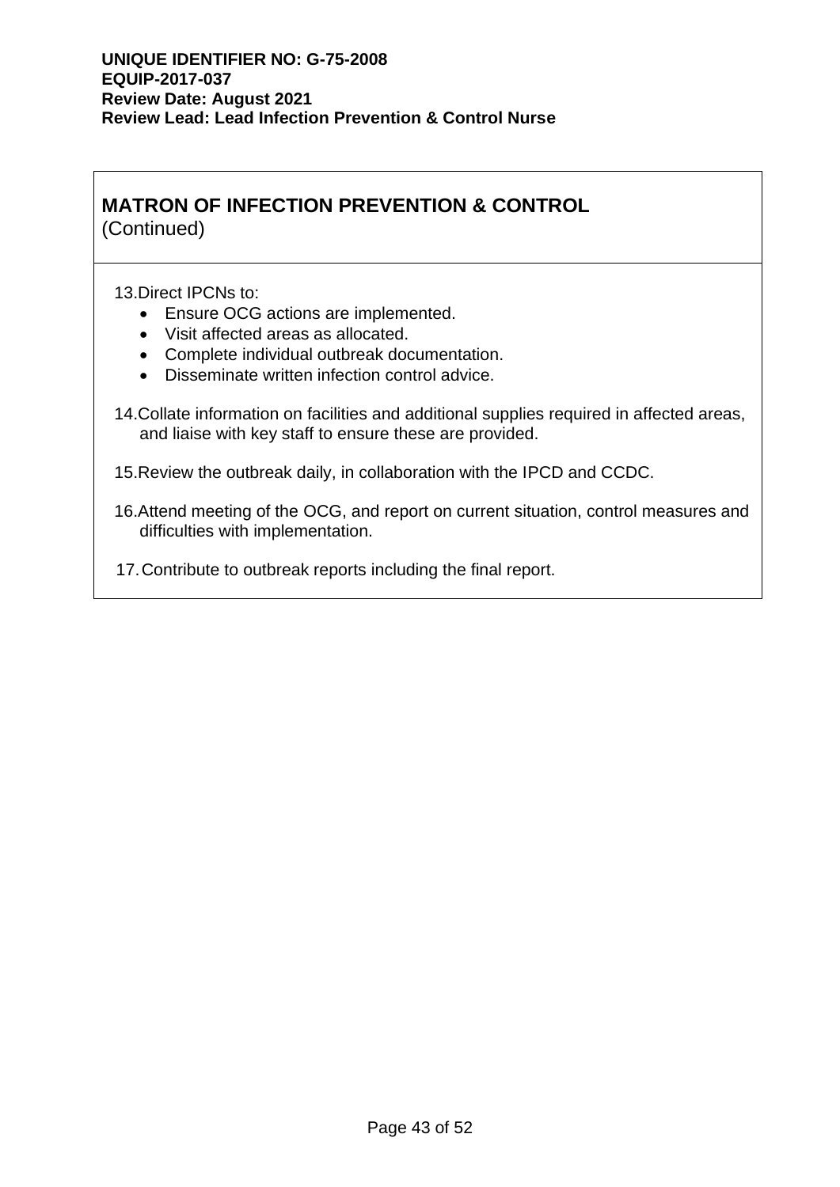## MATRON OF INFECTION PREVENTION & CONTROL
(Continued)

13. Direct IPCNs to:
    - Ensure OCG actions are implemented.
    - Visit affected areas as allocated.
    - Complete individual outbreak documentation.
    - Disseminate written infection control advice.

14. Collate information on facilities and additional supplies required in affected areas, and liaise with key staff to ensure these are provided.

15. Review the outbreak daily, in collaboration with the IPCD and CCDC.

16. Attend meeting of the OCG, and report on current situation, control measures and difficulties with implementation.

17. Contribute to outbreak reports including the final report.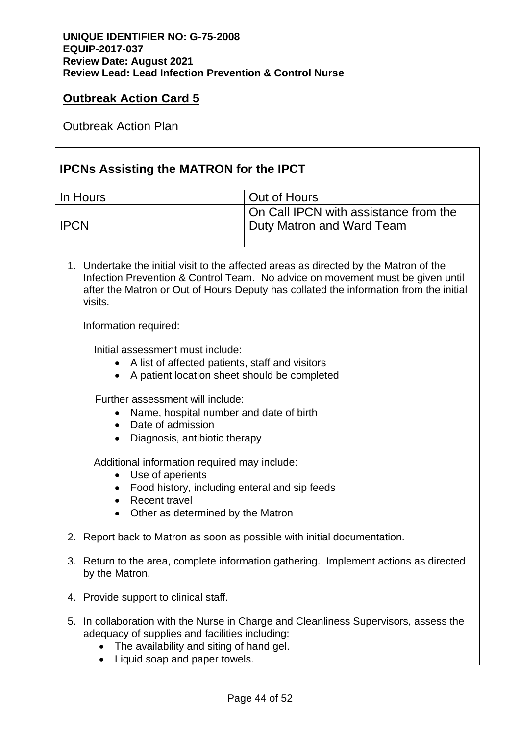**UNIQUE IDENTIFIER NO: G-75-2008**
**EQUIP-2017-037**
**Review Date: August 2021**
**Review Lead: Lead Infection Prevention & Control Nurse**

## Outbreak Action Card 5

Outbreak Action Plan

### IPCNs Assisting the MATRON for the IPCT

| In Hours | Out of Hours |
|---|---|
| IPCN | On Call IPCN with assistance from the Duty Matron and Ward Team |

1. Undertake the initial visit to the affected areas as directed by the Matron of the Infection Prevention & Control Team. No advice on movement must be given until after the Matron or Out of Hours Deputy has collated the information from the initial visits.

   Information required:

   Initial assessment must include:
   - A list of affected patients, staff and visitors
   - A patient location sheet should be completed

   Further assessment will include:
   - Name, hospital number and date of birth
   - Date of admission
   - Diagnosis, antibiotic therapy

   Additional information required may include:
   - Use of aperients
   - Food history, including enteral and sip feeds
   - Recent travel
   - Other as determined by the Matron

2. Report back to Matron as soon as possible with initial documentation.

3. Return to the area, complete information gathering. Implement actions as directed by the Matron.

4. Provide support to clinical staff.

5. In collaboration with the Nurse in Charge and Cleanliness Supervisors, assess the adequacy of supplies and facilities including:
   - The availability and siting of hand gel.
   - Liquid soap and paper towels.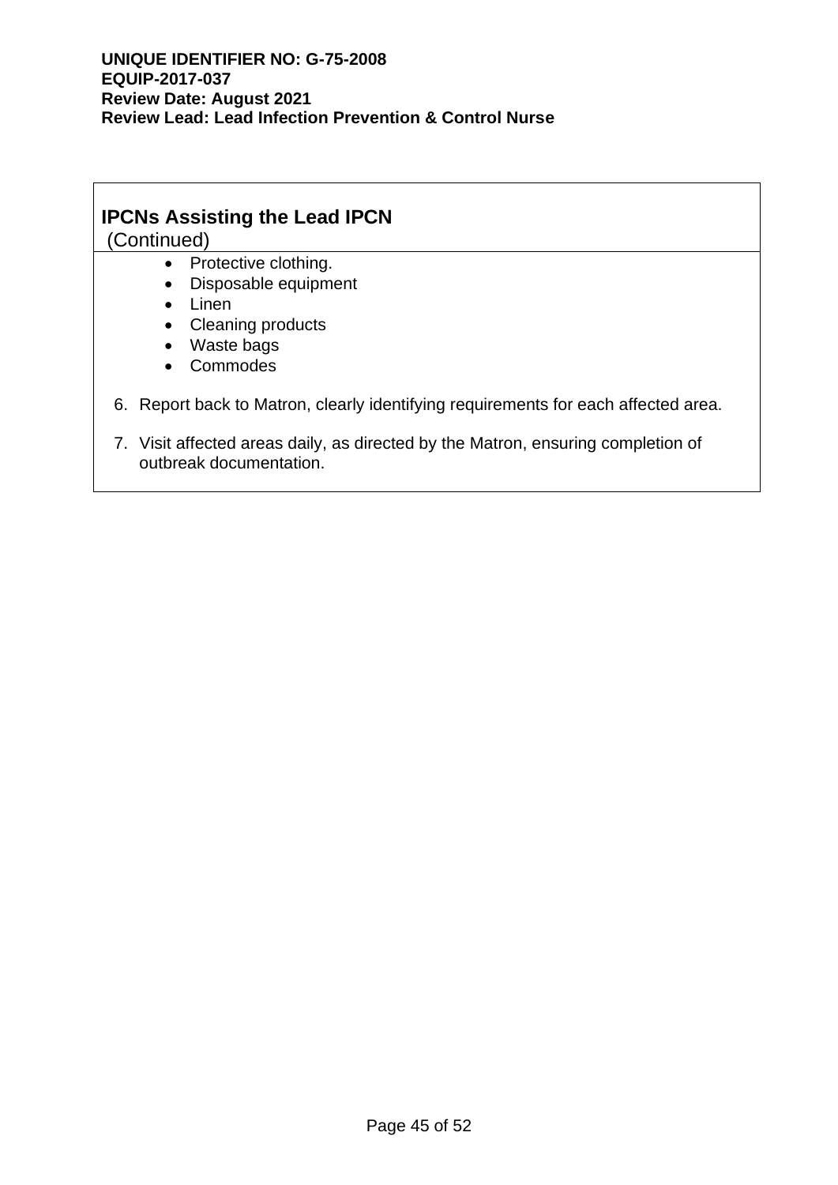**IPCNs Assisting the Lead IPCN**
(Continued)

- Protective clothing.
- Disposable equipment
- Linen
- Cleaning products
- Waste bags
- Commodes

6. Report back to Matron, clearly identifying requirements for each affected area.
7. Visit affected areas daily, as directed by the Matron, ensuring completion of outbreak documentation.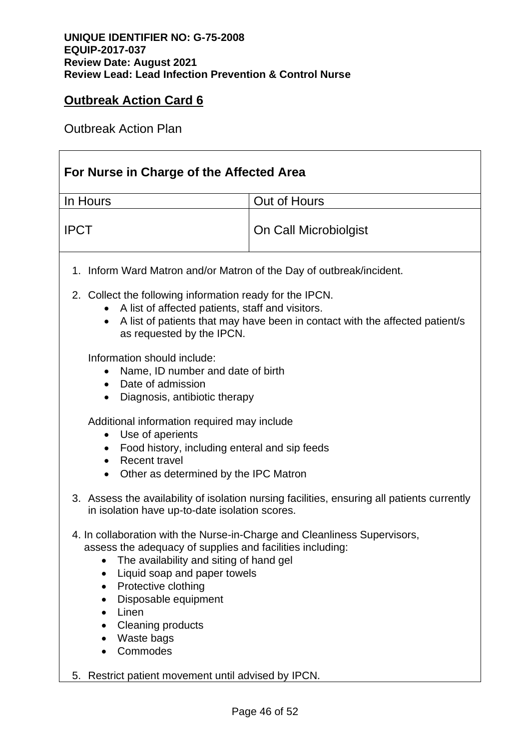**UNIQUE IDENTIFIER NO: G-75-2008**
**EQUIP-2017-037**
**Review Date: August 2021**
**Review Lead: Lead Infection Prevention & Control Nurse**

## Outbreak Action Card 6

Outbreak Action Plan

| **For Nurse in Charge of the Affected Area** | |
|---|---|
| In Hours | Out of Hours |
| IPCT | On Call Microbiolgist |

1. Inform Ward Matron and/or Matron of the Day of outbreak/incident.

2. Collect the following information ready for the IPCN.
   - A list of affected patients, staff and visitors.
   - A list of patients that may have been in contact with the affected patient/s as requested by the IPCN.

   Information should include:
   - Name, ID number and date of birth
   - Date of admission
   - Diagnosis, antibiotic therapy

   Additional information required may include
   - Use of aperients
   - Food history, including enteral and sip feeds
   - Recent travel
   - Other as determined by the IPC Matron

3. Assess the availability of isolation nursing facilities, ensuring all patients currently in isolation have up-to-date isolation scores.

4. In collaboration with the Nurse-in-Charge and Cleanliness Supervisors, assess the adequacy of supplies and facilities including:
   - The availability and siting of hand gel
   - Liquid soap and paper towels
   - Protective clothing
   - Disposable equipment
   - Linen
   - Cleaning products
   - Waste bags
   - Commodes

5. Restrict patient movement until advised by IPCN.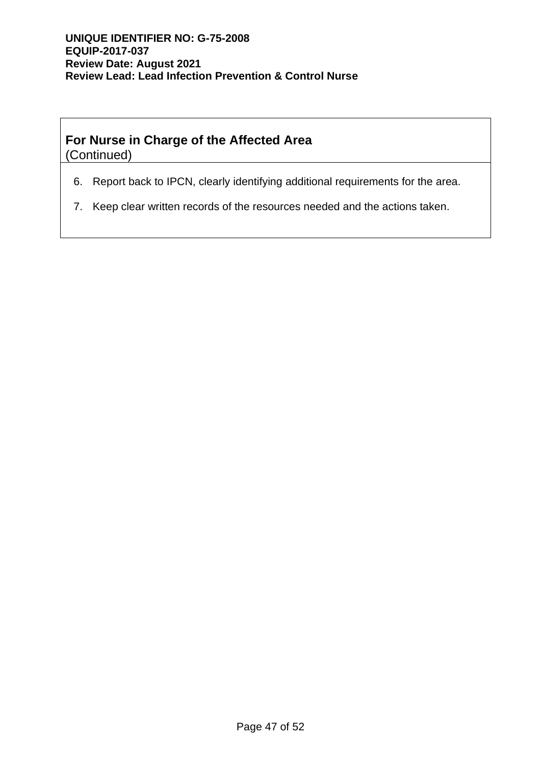**For Nurse in Charge of the Affected Area**
(Continued)

6. Report back to IPCN, clearly identifying additional requirements for the area.
7. Keep clear written records of the resources needed and the actions taken.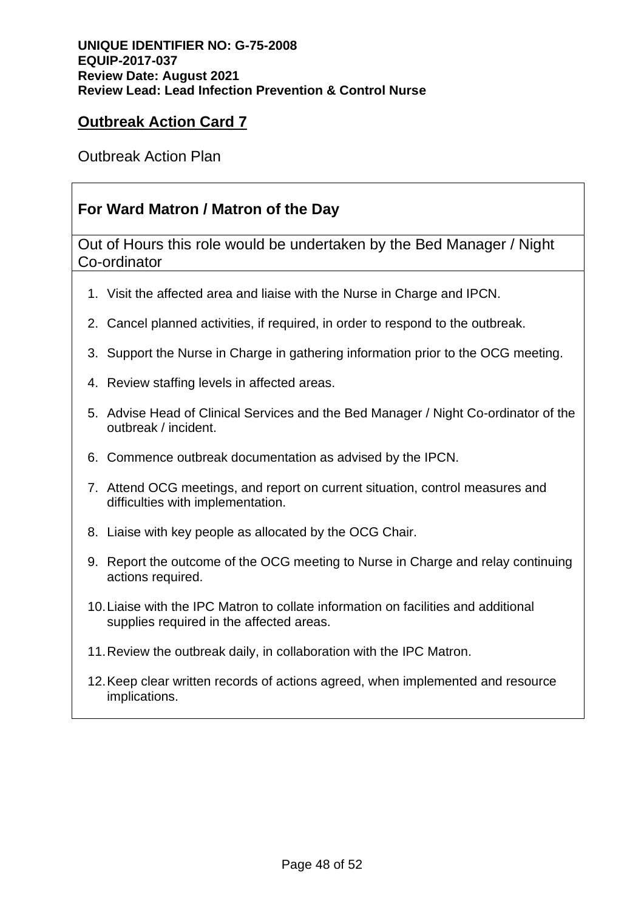**UNIQUE IDENTIFIER NO: G-75-2008**
**EQUIP-2017-037**
**Review Date: August 2021**
**Review Lead: Lead Infection Prevention & Control Nurse**

## Outbreak Action Card 7

Outbreak Action Plan

### For Ward Matron / Matron of the Day

Out of Hours this role would be undertaken by the Bed Manager / Night Co-ordinator

1. Visit the affected area and liaise with the Nurse in Charge and IPCN.
2. Cancel planned activities, if required, in order to respond to the outbreak.
3. Support the Nurse in Charge in gathering information prior to the OCG meeting.
4. Review staffing levels in affected areas.
5. Advise Head of Clinical Services and the Bed Manager / Night Co-ordinator of the outbreak / incident.
6. Commence outbreak documentation as advised by the IPCN.
7. Attend OCG meetings, and report on current situation, control measures and difficulties with implementation.
8. Liaise with key people as allocated by the OCG Chair.
9. Report the outcome of the OCG meeting to Nurse in Charge and relay continuing actions required.
10. Liaise with the IPC Matron to collate information on facilities and additional supplies required in the affected areas.
11. Review the outbreak daily, in collaboration with the IPC Matron.
12. Keep clear written records of actions agreed, when implemented and resource implications.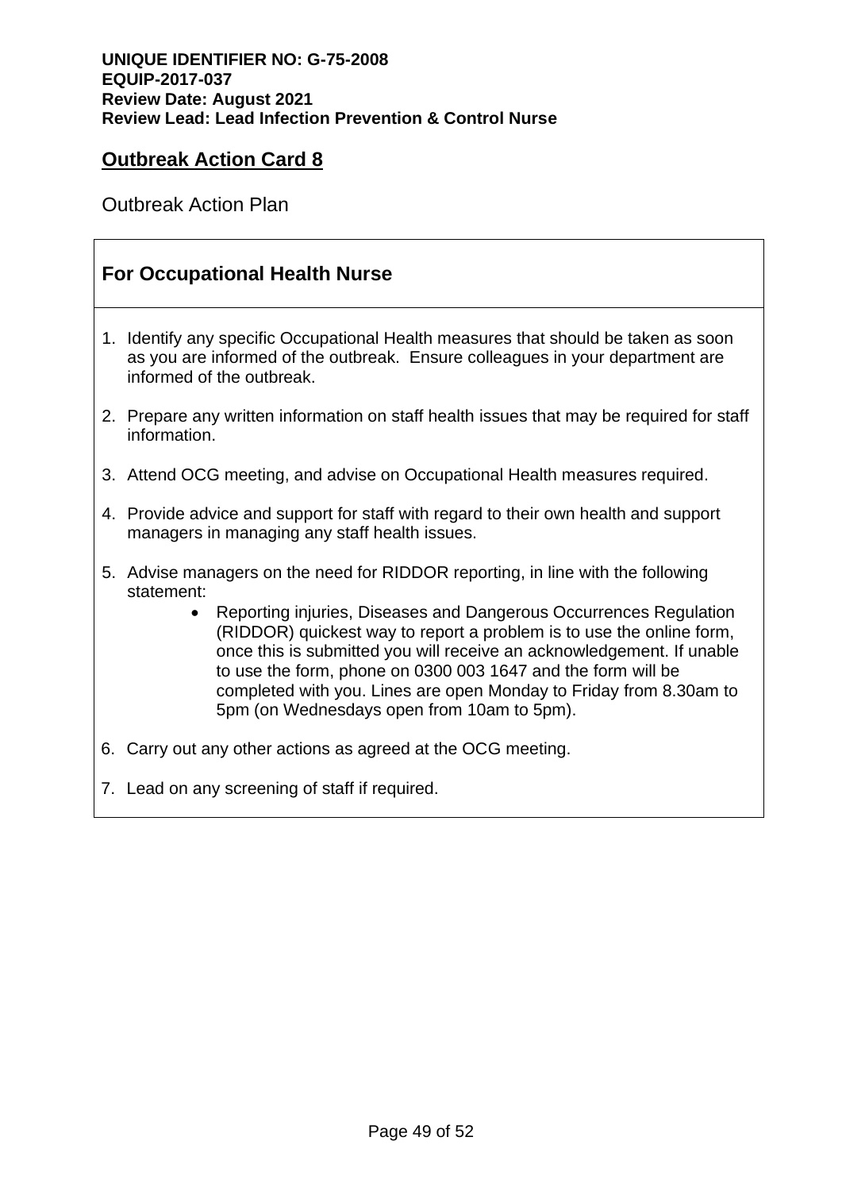**UNIQUE IDENTIFIER NO: G-75-2008**
**EQUIP-2017-037**
**Review Date: August 2021**
**Review Lead: Lead Infection Prevention & Control Nurse**

## Outbreak Action Card 8

Outbreak Action Plan

### For Occupational Health Nurse

1. Identify any specific Occupational Health measures that should be taken as soon as you are informed of the outbreak. Ensure colleagues in your department are informed of the outbreak.

2. Prepare any written information on staff health issues that may be required for staff information.

3. Attend OCG meeting, and advise on Occupational Health measures required.

4. Provide advice and support for staff with regard to their own health and support managers in managing any staff health issues.

5. Advise managers on the need for RIDDOR reporting, in line with the following statement:
   - Reporting injuries, Diseases and Dangerous Occurrences Regulation (RIDDOR) quickest way to report a problem is to use the online form, once this is submitted you will receive an acknowledgement. If unable to use the form, phone on 0300 003 1647 and the form will be completed with you. Lines are open Monday to Friday from 8.30am to 5pm (on Wednesdays open from 10am to 5pm).

6. Carry out any other actions as agreed at the OCG meeting.

7. Lead on any screening of staff if required.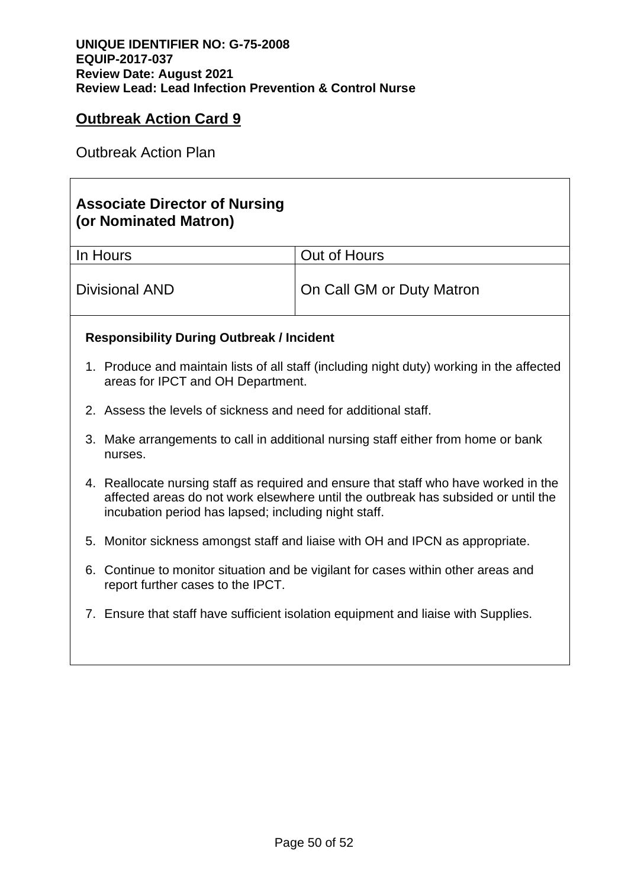**UNIQUE IDENTIFIER NO: G-75-2008**
**EQUIP-2017-037**
**Review Date: August 2021**
**Review Lead: Lead Infection Prevention & Control Nurse**

## Outbreak Action Card 9

Outbreak Action Plan

| **Associate Director of Nursing (or Nominated Matron)** | |
|---|---|
| In Hours | Out of Hours |
| Divisional AND | On Call GM or Duty Matron |

**Responsibility During Outbreak / Incident**

1. Produce and maintain lists of all staff (including night duty) working in the affected areas for IPCT and OH Department.
2. Assess the levels of sickness and need for additional staff.
3. Make arrangements to call in additional nursing staff either from home or bank nurses.
4. Reallocate nursing staff as required and ensure that staff who have worked in the affected areas do not work elsewhere until the outbreak has subsided or until the incubation period has lapsed; including night staff.
5. Monitor sickness amongst staff and liaise with OH and IPCN as appropriate.
6. Continue to monitor situation and be vigilant for cases within other areas and report further cases to the IPCT.
7. Ensure that staff have sufficient isolation equipment and liaise with Supplies.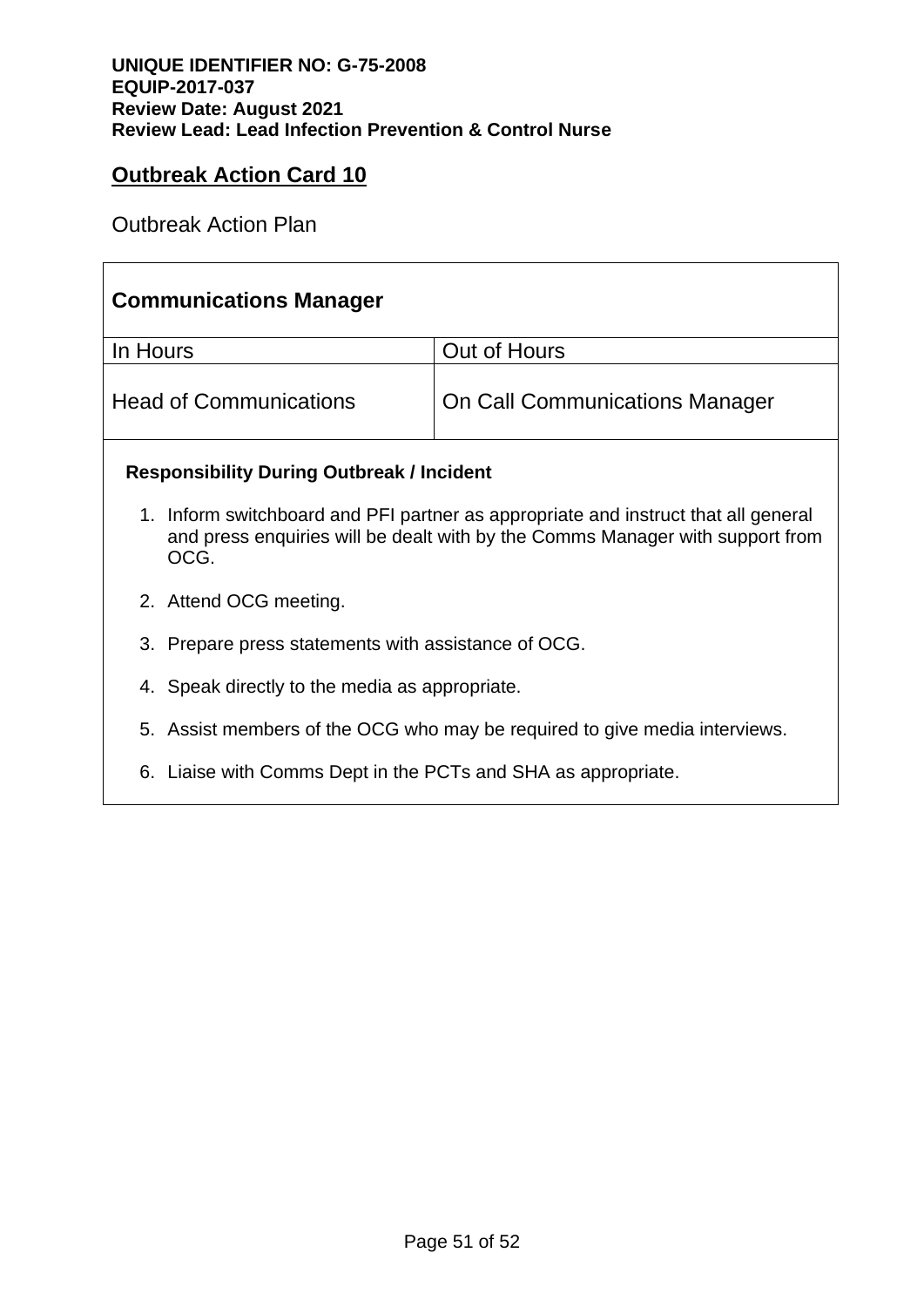**UNIQUE IDENTIFIER NO: G-75-2008**
**EQUIP-2017-037**
**Review Date: August 2021**
**Review Lead: Lead Infection Prevention & Control Nurse**

## Outbreak Action Card 10

Outbreak Action Plan

| **Communications Manager** | |
|---|---|
| In Hours | Out of Hours |
| Head of Communications | On Call Communications Manager |

**Responsibility During Outbreak / Incident**

1. Inform switchboard and PFI partner as appropriate and instruct that all general and press enquiries will be dealt with by the Comms Manager with support from OCG.
2. Attend OCG meeting.
3. Prepare press statements with assistance of OCG.
4. Speak directly to the media as appropriate.
5. Assist members of the OCG who may be required to give media interviews.
6. Liaise with Comms Dept in the PCTs and SHA as appropriate.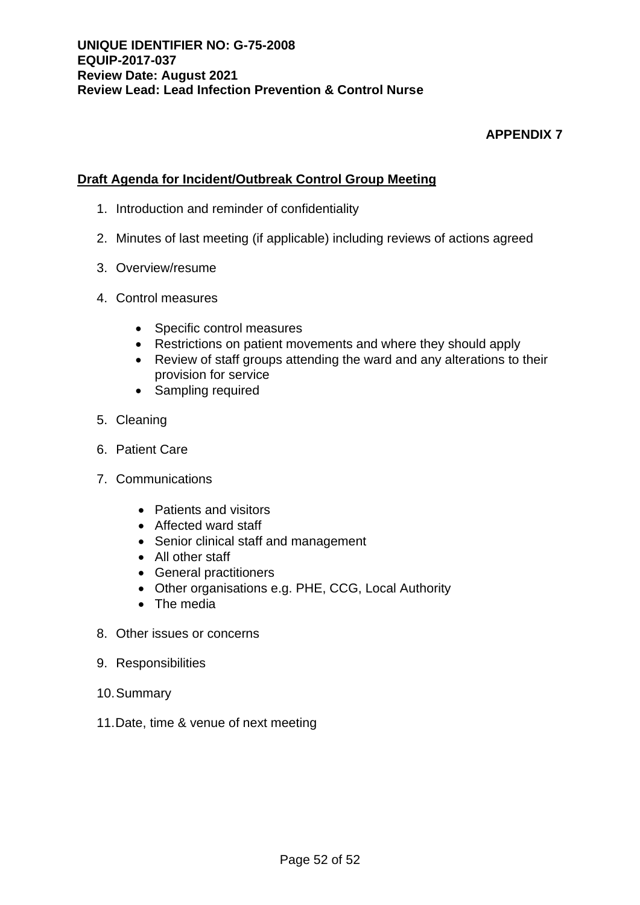**APPENDIX 7**

## Draft Agenda for Incident/Outbreak Control Group Meeting

1. Introduction and reminder of confidentiality
2. Minutes of last meeting (if applicable) including reviews of actions agreed
3. Overview/resume
4. Control measures
   - Specific control measures
   - Restrictions on patient movements and where they should apply
   - Review of staff groups attending the ward and any alterations to their provision for service
   - Sampling required
5. Cleaning
6. Patient Care
7. Communications
   - Patients and visitors
   - Affected ward staff
   - Senior clinical staff and management
   - All other staff
   - General practitioners
   - Other organisations e.g. PHE, CCG, Local Authority
   - The media
8. Other issues or concerns
9. Responsibilities
10. Summary
11. Date, time & venue of next meeting